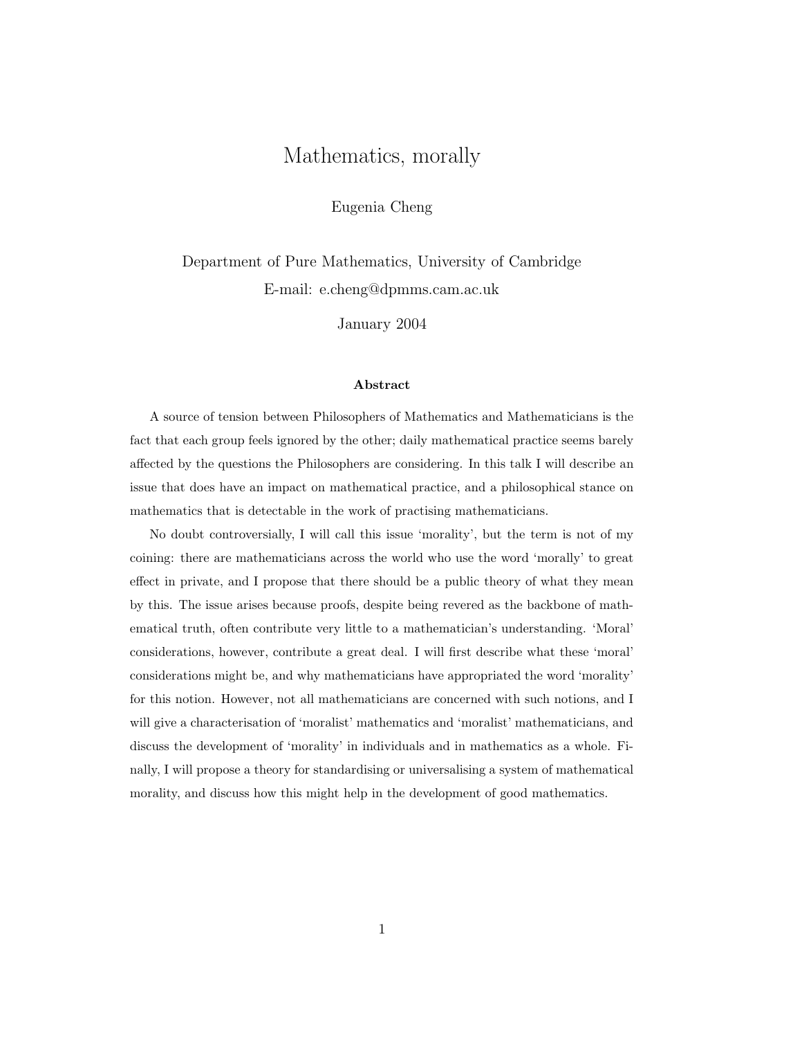# Mathematics, morally

Eugenia Cheng

Department of Pure Mathematics, University of Cambridge
E-mail: e.cheng@dpmms.cam.ac.uk

January 2004

### Abstract

A source of tension between Philosophers of Mathematics and Mathematicians is the fact that each group feels ignored by the other; daily mathematical practice seems barely affected by the questions the Philosophers are considering. In this talk I will describe an issue that does have an impact on mathematical practice, and a philosophical stance on mathematics that is detectable in the work of practising mathematicians.

No doubt controversially, I will call this issue 'morality', but the term is not of my coining: there are mathematicians across the world who use the word 'morally' to great effect in private, and I propose that there should be a public theory of what they mean by this. The issue arises because proofs, despite being revered as the backbone of mathematical truth, often contribute very little to a mathematician's understanding. 'Moral' considerations, however, contribute a great deal. I will first describe what these 'moral' considerations might be, and why mathematicians have appropriated the word 'morality' for this notion. However, not all mathematicians are concerned with such notions, and I will give a characterisation of 'moralist' mathematics and 'moralist' mathematicians, and discuss the development of 'morality' in individuals and in mathematics as a whole. Finally, I will propose a theory for standardising or universalising a system of mathematical morality, and discuss how this might help in the development of good mathematics.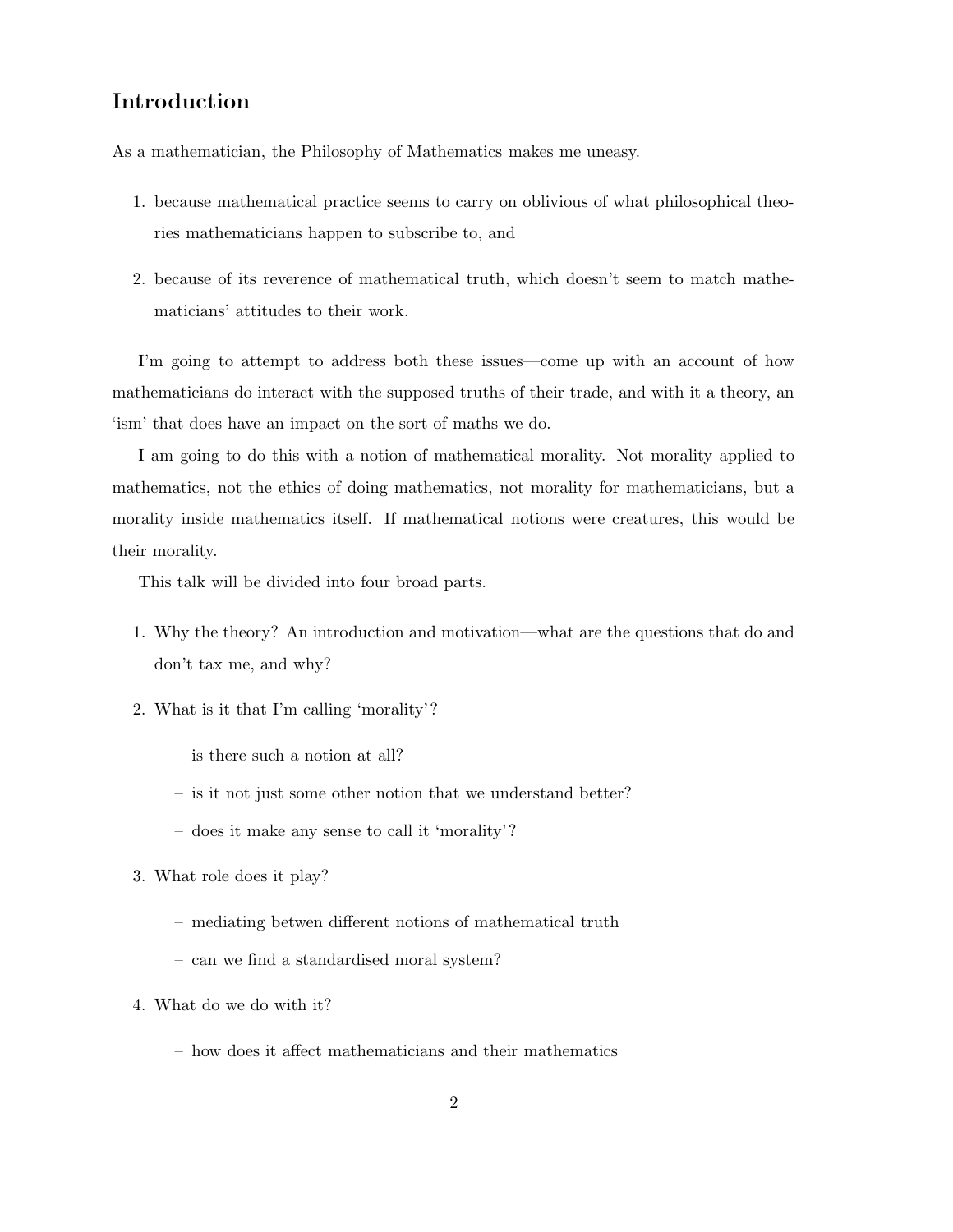## Introduction

As a mathematician, the Philosophy of Mathematics makes me uneasy.

1. because mathematical practice seems to carry on oblivious of what philosophical theories mathematicians happen to subscribe to, and
2. because of its reverence of mathematical truth, which doesn't seem to match mathematicians' attitudes to their work.

I'm going to attempt to address both these issues—come up with an account of how mathematicians do interact with the supposed truths of their trade, and with it a theory, an 'ism' that does have an impact on the sort of maths we do.

I am going to do this with a notion of mathematical morality. Not morality applied to mathematics, not the ethics of doing mathematics, not morality for mathematicians, but a morality inside mathematics itself. If mathematical notions were creatures, this would be their morality.

This talk will be divided into four broad parts.

1. Why the theory? An introduction and motivation—what are the questions that do and don't tax me, and why?
2. What is it that I'm calling 'morality'?
   - is there such a notion at all?
   - is it not just some other notion that we understand better?
   - does it make any sense to call it 'morality'?
3. What role does it play?
   - mediating betwen different notions of mathematical truth
   - can we find a standardised moral system?
4. What do we do with it?
   - how does it affect mathematicians and their mathematics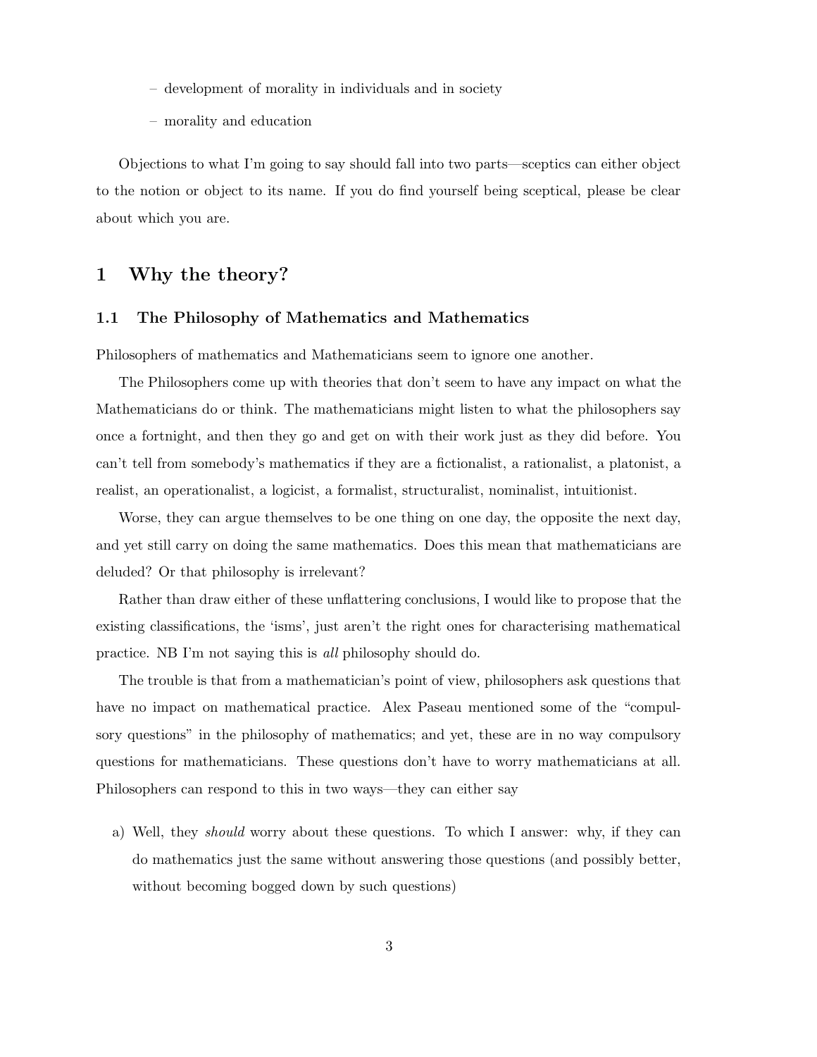- development of morality in individuals and in society
  - morality and education

Objections to what I'm going to say should fall into two parts—sceptics can either object to the notion or object to its name. If you do find yourself being sceptical, please be clear about which you are.

# 1 Why the theory?

## 1.1 The Philosophy of Mathematics and Mathematics

Philosophers of mathematics and Mathematicians seem to ignore one another.

The Philosophers come up with theories that don't seem to have any impact on what the Mathematicians do or think. The mathematicians might listen to what the philosophers say once a fortnight, and then they go and get on with their work just as they did before. You can't tell from somebody's mathematics if they are a fictionalist, a rationalist, a platonist, a realist, an operationalist, a logicist, a formalist, structuralist, nominalist, intuitionist.

Worse, they can argue themselves to be one thing on one day, the opposite the next day, and yet still carry on doing the same mathematics. Does this mean that mathematicians are deluded? Or that philosophy is irrelevant?

Rather than draw either of these unflattering conclusions, I would like to propose that the existing classifications, the 'isms', just aren't the right ones for characterising mathematical practice. NB I'm not saying this is *all* philosophy should do.

The trouble is that from a mathematician's point of view, philosophers ask questions that have no impact on mathematical practice. Alex Paseau mentioned some of the "compulsory questions" in the philosophy of mathematics; and yet, these are in no way compulsory questions for mathematicians. These questions don't have to worry mathematicians at all. Philosophers can respond to this in two ways—they can either say

a) Well, they *should* worry about these questions. To which I answer: why, if they can do mathematics just the same without answering those questions (and possibly better, without becoming bogged down by such questions)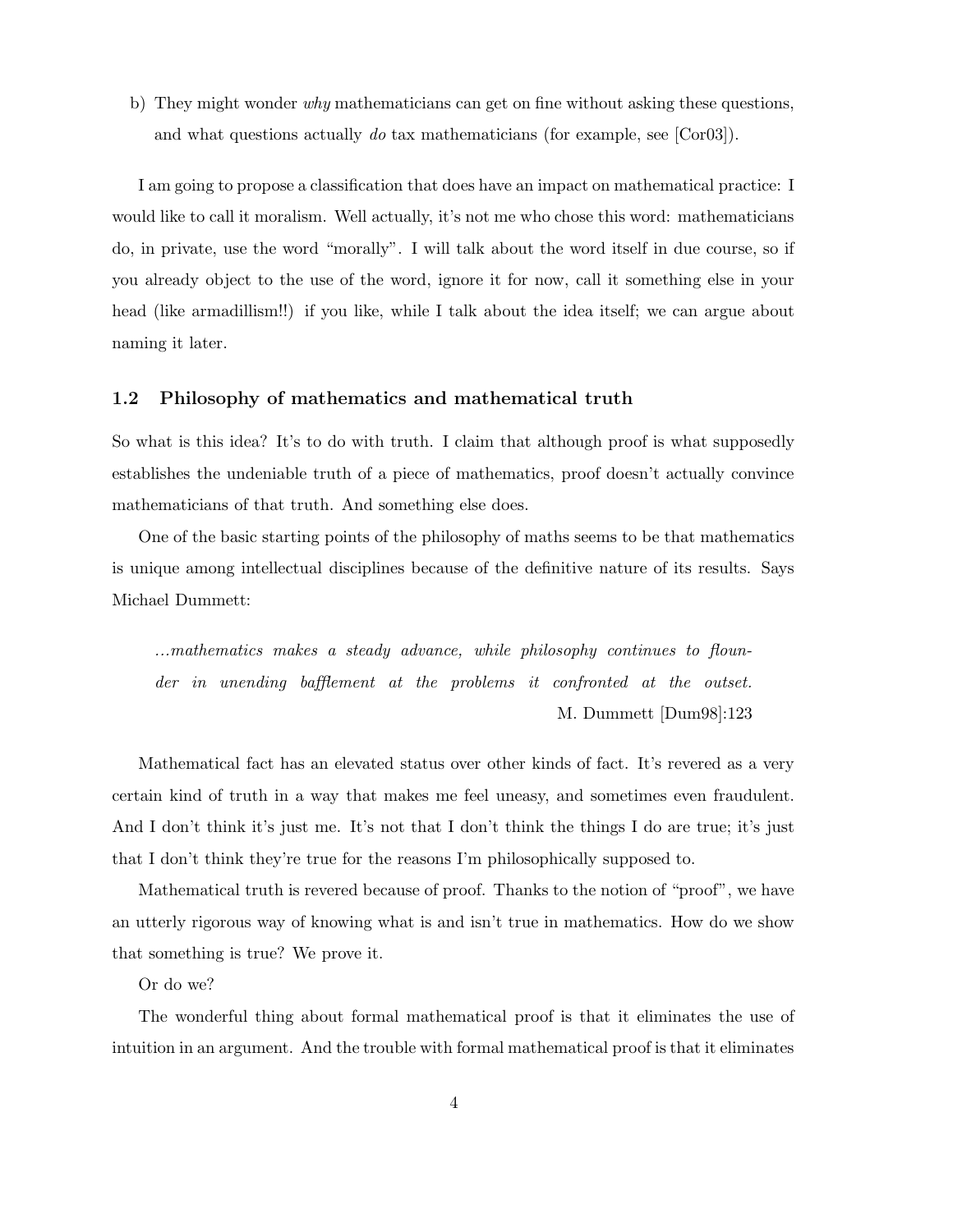b) They might wonder *why* mathematicians can get on fine without asking these questions, and what questions actually *do* tax mathematicians (for example, see [Cor03]).

I am going to propose a classification that does have an impact on mathematical practice: I would like to call it moralism. Well actually, it's not me who chose this word: mathematicians do, in private, use the word "morally". I will talk about the word itself in due course, so if you already object to the use of the word, ignore it for now, call it something else in your head (like armadillism!!) if you like, while I talk about the idea itself; we can argue about naming it later.

## 1.2 Philosophy of mathematics and mathematical truth

So what is this idea? It's to do with truth. I claim that although proof is what supposedly establishes the undeniable truth of a piece of mathematics, proof doesn't actually convince mathematicians of that truth. And something else does.

One of the basic starting points of the philosophy of maths seems to be that mathematics is unique among intellectual disciplines because of the definitive nature of its results. Says Michael Dummett:

> *...mathematics makes a steady advance, while philosophy continues to flounder in unending bafflement at the problems it confronted at the outset.*
>
> M. Dummett [Dum98]:123

Mathematical fact has an elevated status over other kinds of fact. It's revered as a very certain kind of truth in a way that makes me feel uneasy, and sometimes even fraudulent. And I don't think it's just me. It's not that I don't think the things I do are true; it's just that I don't think they're true for the reasons I'm philosophically supposed to.

Mathematical truth is revered because of proof. Thanks to the notion of "proof", we have an utterly rigorous way of knowing what is and isn't true in mathematics. How do we show that something is true? We prove it.

Or do we?

The wonderful thing about formal mathematical proof is that it eliminates the use of intuition in an argument. And the trouble with formal mathematical proof is that it eliminates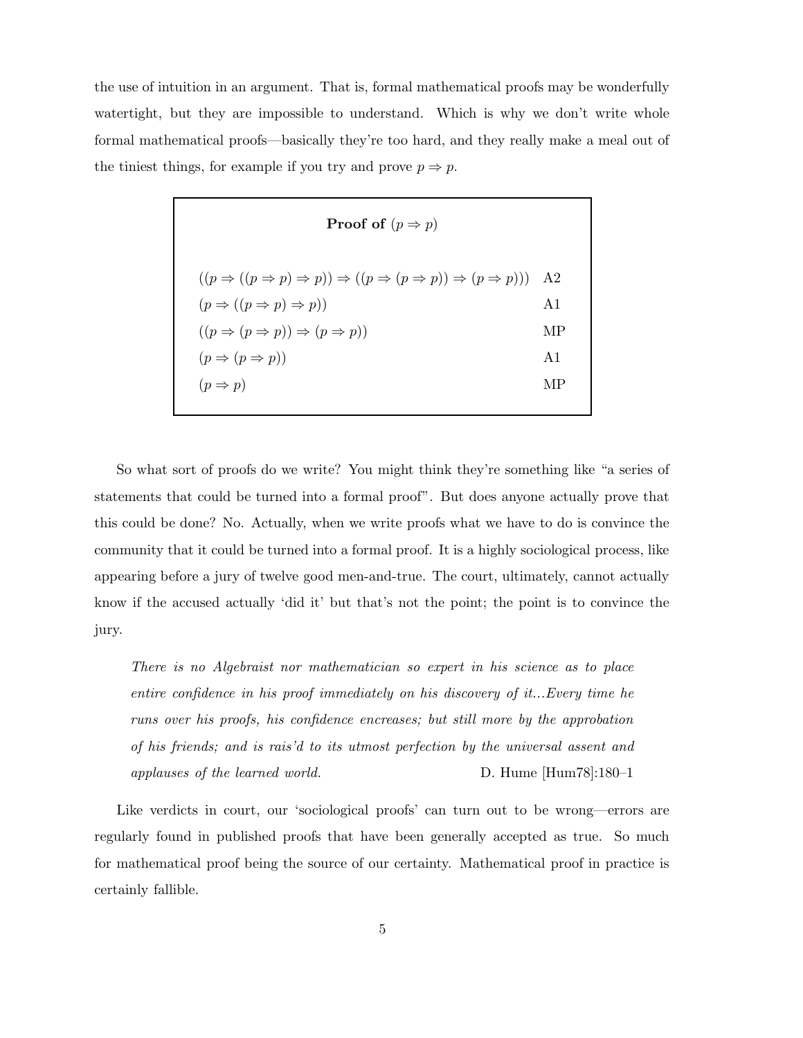the use of intuition in an argument. That is, formal mathematical proofs may be wonderfully watertight, but they are impossible to understand. Which is why we don't write whole formal mathematical proofs—basically they're too hard, and they really make a meal out of the tiniest things, for example if you try and prove $p \Rightarrow p$.

**Proof of** $(p \Rightarrow p)$

| | |
|---|---|
| $((p \Rightarrow ((p \Rightarrow p) \Rightarrow p)) \Rightarrow ((p \Rightarrow (p \Rightarrow p)) \Rightarrow (p \Rightarrow p)))$ | A2 |
| $(p \Rightarrow ((p \Rightarrow p) \Rightarrow p))$ | A1 |
| $((p \Rightarrow (p \Rightarrow p)) \Rightarrow (p \Rightarrow p))$ | MP |
| $(p \Rightarrow (p \Rightarrow p))$ | A1 |
| $(p \Rightarrow p)$ | MP |

So what sort of proofs do we write? You might think they're something like "a series of statements that could be turned into a formal proof". But does anyone actually prove that this could be done? No. Actually, when we write proofs what we have to do is convince the community that it could be turned into a formal proof. It is a highly sociological process, like appearing before a jury of twelve good men-and-true. The court, ultimately, cannot actually know if the accused actually 'did it' but that's not the point; the point is to convince the jury.

> *There is no Algebraist nor mathematician so expert in his science as to place entire confidence in his proof immediately on his discovery of it...Every time he runs over his proofs, his confidence encreases; but still more by the approbation of his friends; and is rais'd to its utmost perfection by the universal assent and applauses of the learned world.* D. Hume [Hum78]:180–1

Like verdicts in court, our 'sociological proofs' can turn out to be wrong—errors are regularly found in published proofs that have been generally accepted as true. So much for mathematical proof being the source of our certainty. Mathematical proof in practice is certainly fallible.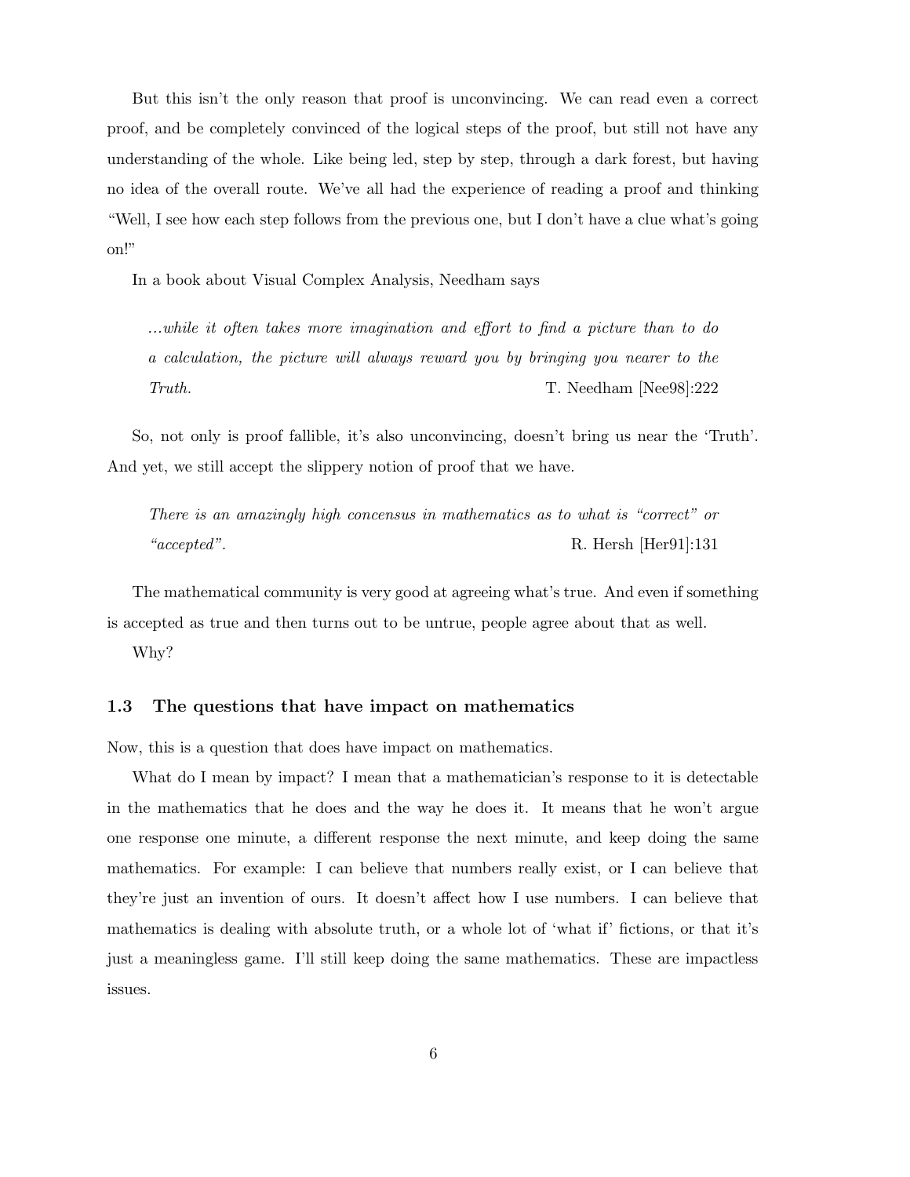But this isn't the only reason that proof is unconvincing. We can read even a correct proof, and be completely convinced of the logical steps of the proof, but still not have any understanding of the whole. Like being led, step by step, through a dark forest, but having no idea of the overall route. We've all had the experience of reading a proof and thinking "Well, I see how each step follows from the previous one, but I don't have a clue what's going on!"

In a book about Visual Complex Analysis, Needham says

> *...while it often takes more imagination and effort to find a picture than to do a calculation, the picture will always reward you by bringing you nearer to the Truth.* T. Needham [Nee98]:222

So, not only is proof fallible, it's also unconvincing, doesn't bring us near the 'Truth'. And yet, we still accept the slippery notion of proof that we have.

> *There is an amazingly high concensus in mathematics as to what is "correct" or "accepted".* R. Hersh [Her91]:131

The mathematical community is very good at agreeing what's true. And even if something is accepted as true and then turns out to be untrue, people agree about that as well.

Why?

### 1.3 The questions that have impact on mathematics

Now, this is a question that does have impact on mathematics.

What do I mean by impact? I mean that a mathematician's response to it is detectable in the mathematics that he does and the way he does it. It means that he won't argue one response one minute, a different response the next minute, and keep doing the same mathematics. For example: I can believe that numbers really exist, or I can believe that they're just an invention of ours. It doesn't affect how I use numbers. I can believe that mathematics is dealing with absolute truth, or a whole lot of 'what if' fictions, or that it's just a meaningless game. I'll still keep doing the same mathematics. These are impactless issues.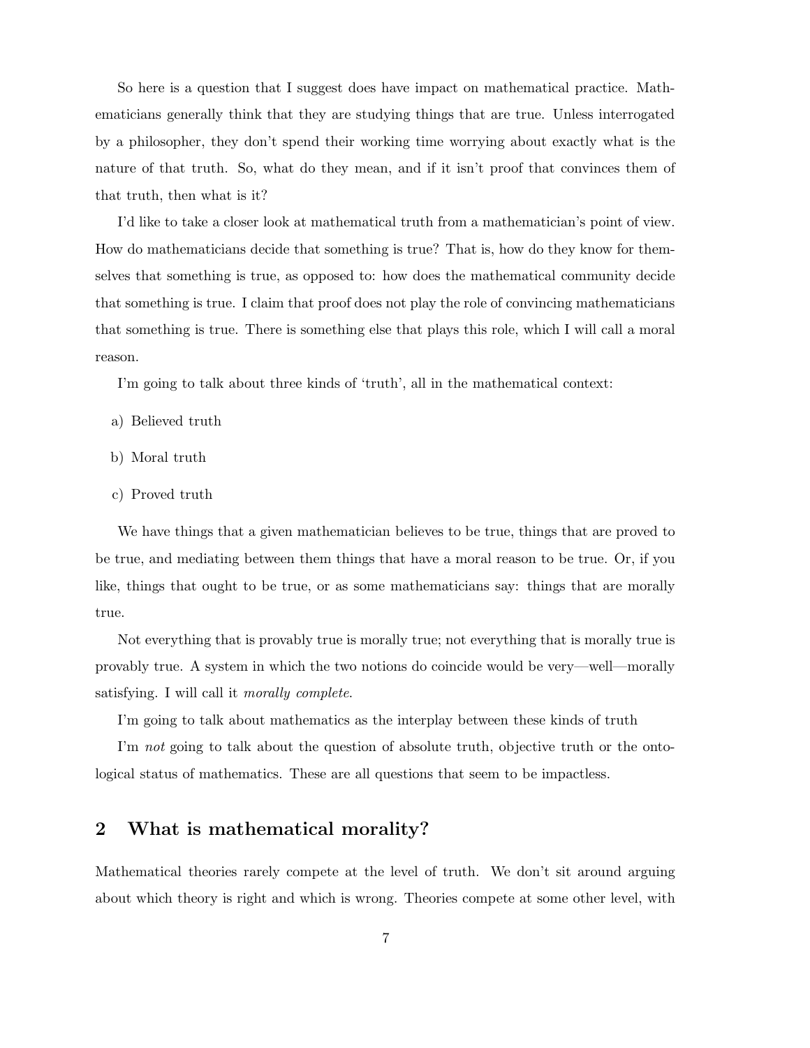So here is a question that I suggest does have impact on mathematical practice. Mathematicians generally think that they are studying things that are true. Unless interrogated by a philosopher, they don't spend their working time worrying about exactly what is the nature of that truth. So, what do they mean, and if it isn't proof that convinces them of that truth, then what is it?

I'd like to take a closer look at mathematical truth from a mathematician's point of view. How do mathematicians decide that something is true? That is, how do they know for themselves that something is true, as opposed to: how does the mathematical community decide that something is true. I claim that proof does not play the role of convincing mathematicians that something is true. There is something else that plays this role, which I will call a moral reason.

I'm going to talk about three kinds of 'truth', all in the mathematical context:

a) Believed truth

b) Moral truth

c) Proved truth

We have things that a given mathematician believes to be true, things that are proved to be true, and mediating between them things that have a moral reason to be true. Or, if you like, things that ought to be true, or as some mathematicians say: things that are morally true.

Not everything that is provably true is morally true; not everything that is morally true is provably true. A system in which the two notions do coincide would be very—well—morally satisfying. I will call it *morally complete*.

I'm going to talk about mathematics as the interplay between these kinds of truth

I'm *not* going to talk about the question of absolute truth, objective truth or the ontological status of mathematics. These are all questions that seem to be impactless.

## 2 What is mathematical morality?

Mathematical theories rarely compete at the level of truth. We don't sit around arguing about which theory is right and which is wrong. Theories compete at some other level, with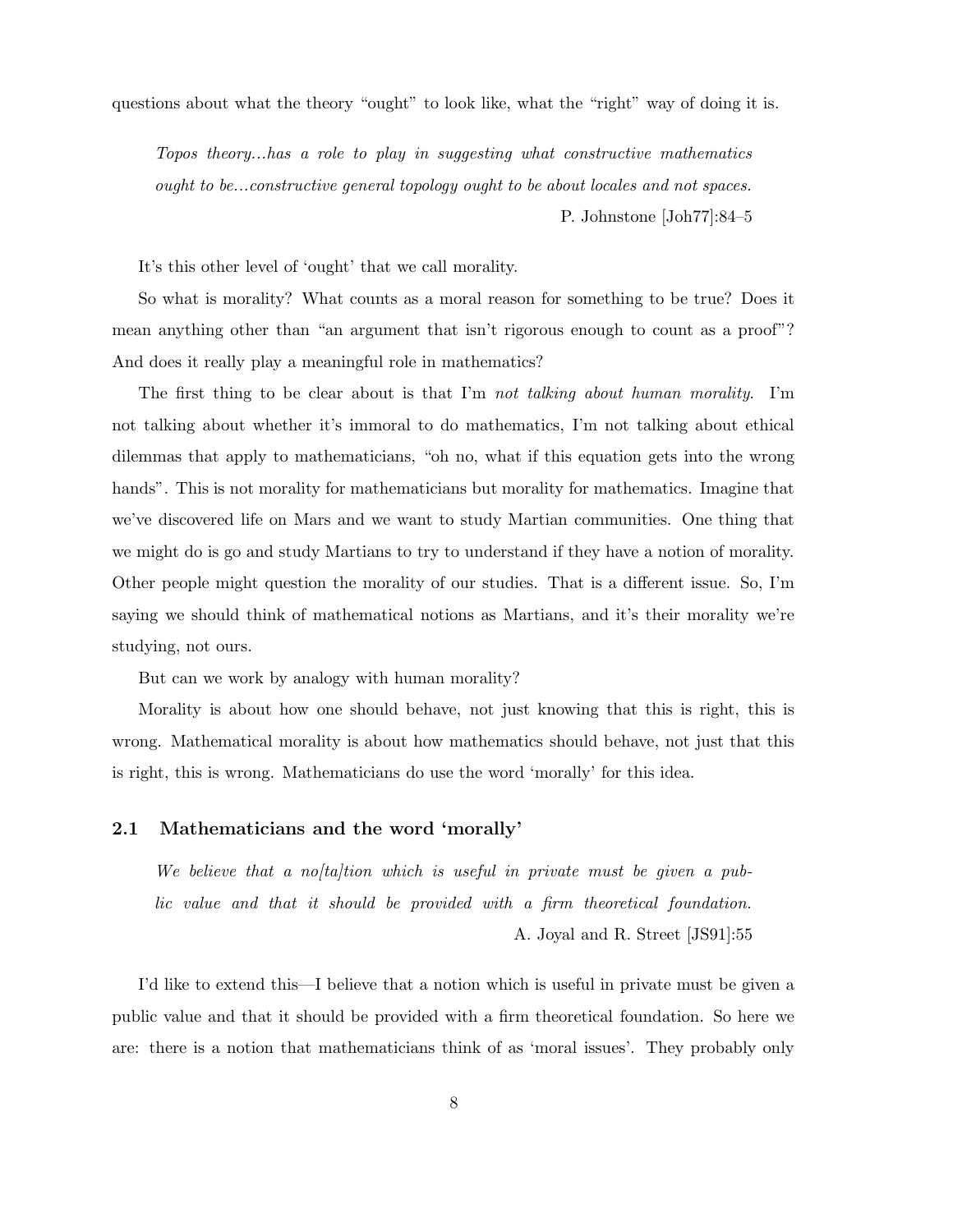questions about what the theory "ought" to look like, what the "right" way of doing it is.

> *Topos theory...has a role to play in suggesting what constructive mathematics ought to be...constructive general topology ought to be about locales and not spaces.*
>
> P. Johnstone [Joh77]:84–5

It's this other level of 'ought' that we call morality.

So what is morality? What counts as a moral reason for something to be true? Does it mean anything other than "an argument that isn't rigorous enough to count as a proof"? And does it really play a meaningful role in mathematics?

The first thing to be clear about is that I'm *not talking about human morality*. I'm not talking about whether it's immoral to do mathematics, I'm not talking about ethical dilemmas that apply to mathematicians, "oh no, what if this equation gets into the wrong hands". This is not morality for mathematicians but morality for mathematics. Imagine that we've discovered life on Mars and we want to study Martian communities. One thing that we might do is go and study Martians to try to understand if they have a notion of morality. Other people might question the morality of our studies. That is a different issue. So, I'm saying we should think of mathematical notions as Martians, and it's their morality we're studying, not ours.

But can we work by analogy with human morality?

Morality is about how one should behave, not just knowing that this is right, this is wrong. Mathematical morality is about how mathematics should behave, not just that this is right, this is wrong. Mathematicians do use the word 'morally' for this idea.

### 2.1 Mathematicians and the word 'morally'

> *We believe that a no[ta]tion which is useful in private must be given a public value and that it should be provided with a firm theoretical foundation.*
>
> A. Joyal and R. Street [JS91]:55

I'd like to extend this—I believe that a notion which is useful in private must be given a public value and that it should be provided with a firm theoretical foundation. So here we are: there is a notion that mathematicians think of as 'moral issues'. They probably only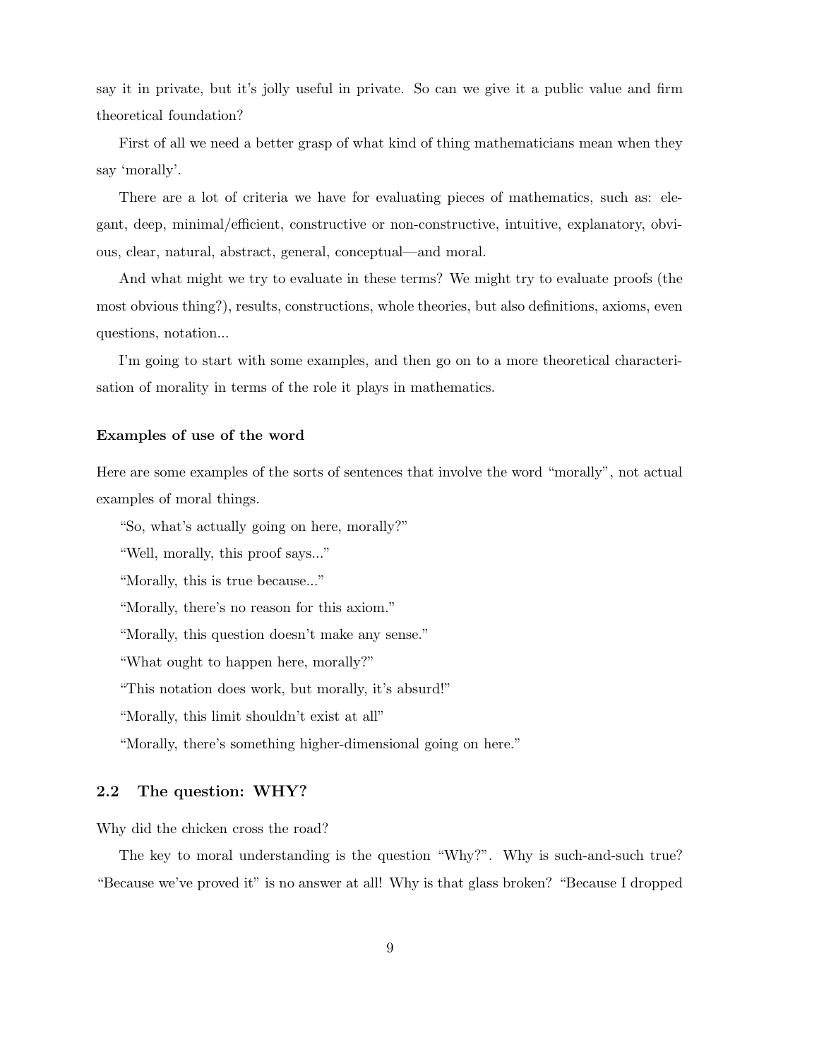say it in private, but it's jolly useful in private. So can we give it a public value and firm theoretical foundation?

First of all we need a better grasp of what kind of thing mathematicians mean when they say 'morally'.

There are a lot of criteria we have for evaluating pieces of mathematics, such as: elegant, deep, minimal/efficient, constructive or non-constructive, intuitive, explanatory, obvious, clear, natural, abstract, general, conceptual—and moral.

And what might we try to evaluate in these terms? We might try to evaluate proofs (the most obvious thing?), results, constructions, whole theories, but also definitions, axioms, even questions, notation...

I'm going to start with some examples, and then go on to a more theoretical characterisation of morality in terms of the role it plays in mathematics.

**Examples of use of the word**

Here are some examples of the sorts of sentences that involve the word "morally", not actual examples of moral things.

"So, what's actually going on here, morally?"

"Well, morally, this proof says..."

"Morally, this is true because..."

"Morally, there's no reason for this axiom."

"Morally, this question doesn't make any sense."

"What ought to happen here, morally?"

"This notation does work, but morally, it's absurd!"

"Morally, this limit shouldn't exist at all"

"Morally, there's something higher-dimensional going on here."

## 2.2 The question: WHY?

Why did the chicken cross the road?

The key to moral understanding is the question "Why?". Why is such-and-such true? "Because we've proved it" is no answer at all! Why is that glass broken? "Because I dropped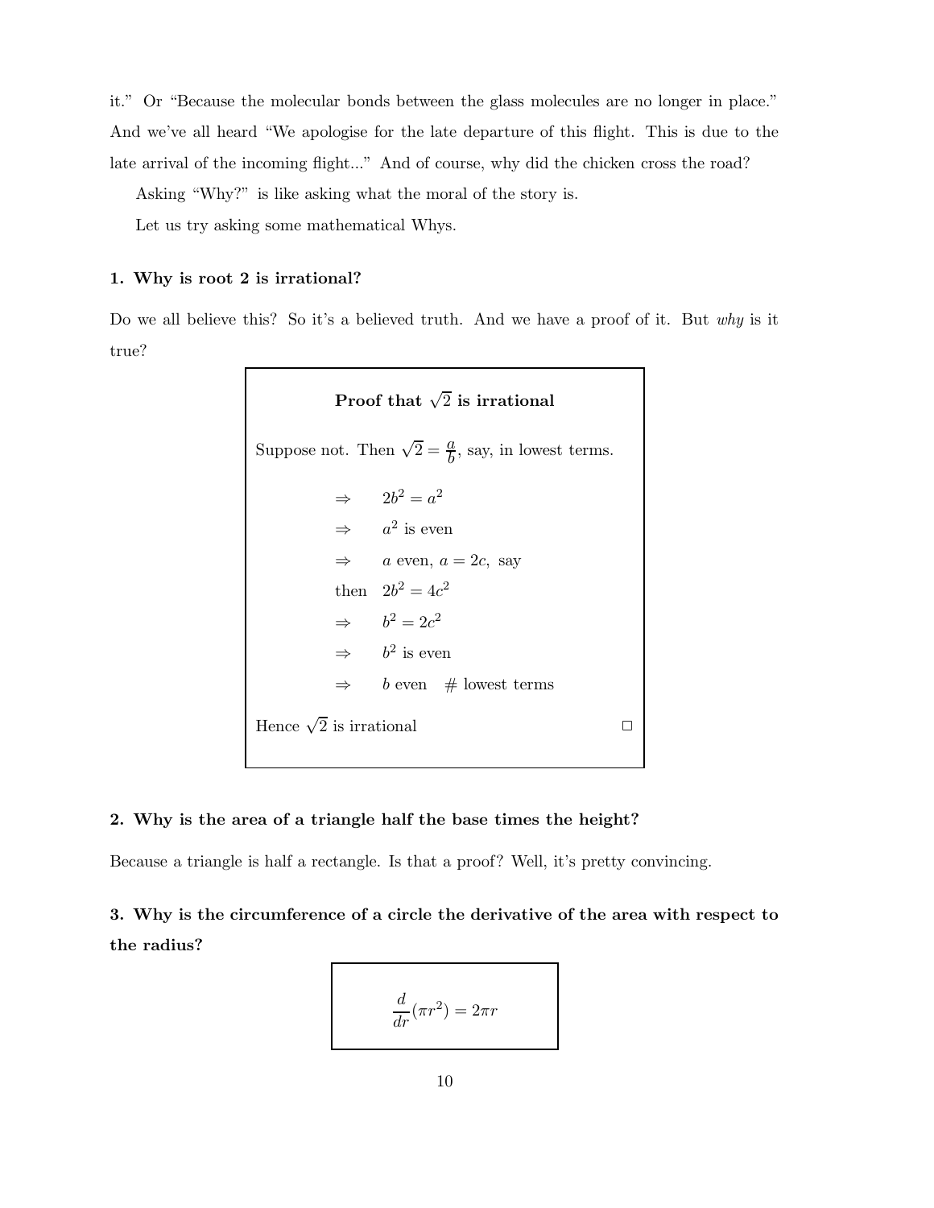it." Or "Because the molecular bonds between the glass molecules are no longer in place." And we've all heard "We apologise for the late departure of this flight. This is due to the late arrival of the incoming flight..." And of course, why did the chicken cross the road?

Asking "Why?" is like asking what the moral of the story is.

Let us try asking some mathematical Whys.

### 1. Why is root 2 is irrational?

Do we all believe this? So it's a believed truth. And we have a proof of it. But *why* is it true?

**Proof that $\sqrt{2}$ is irrational**

Suppose not. Then $\sqrt{2} = \frac{a}{b}$, say, in lowest terms.

$\Rightarrow \quad 2b^2 = a^2$

$\Rightarrow \quad a^2$ is even

$\Rightarrow \quad a$ even, $a = 2c$, say

then $\quad 2b^2 = 4c^2$

$\Rightarrow \quad b^2 = 2c^2$

$\Rightarrow \quad b^2$ is even

$\Rightarrow \quad b$ even # lowest terms

Hence $\sqrt{2}$ is irrational □

### 2. Why is the area of a triangle half the base times the height?

Because a triangle is half a rectangle. Is that a proof? Well, it's pretty convincing.

### 3. Why is the circumference of a circle the derivative of the area with respect to the radius?

$$\frac{d}{dr}(\pi r^2) = 2\pi r$$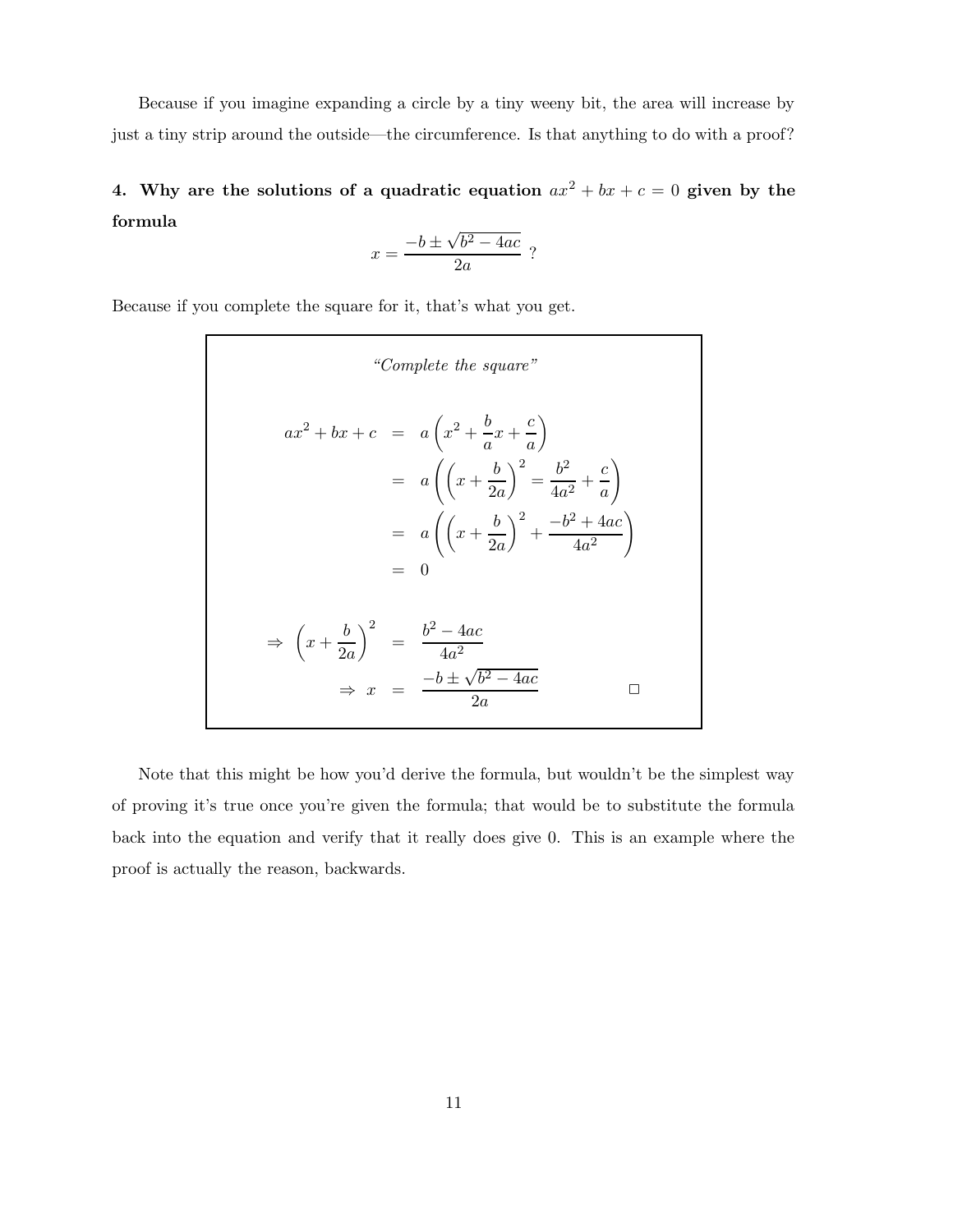Because if you imagine expanding a circle by a tiny weeny bit, the area will increase by just a tiny strip around the outside—the circumference. Is that anything to do with a proof?

**4. Why are the solutions of a quadratic equation $ax^2 + bx + c = 0$ given by the formula**

$$x = \frac{-b \pm \sqrt{b^2 - 4ac}}{2a} \text{ ?}$$

Because if you complete the square for it, that's what you get.

*"Complete the square"*

$$\begin{aligned}
ax^2 + bx + c &= a\left(x^2 + \frac{b}{a}x + \frac{c}{a}\right) \\
&= a\left(\left(x + \frac{b}{2a}\right)^2 = \frac{b^2}{4a^2} + \frac{c}{a}\right) \\
&= a\left(\left(x + \frac{b}{2a}\right)^2 + \frac{-b^2 + 4ac}{4a^2}\right) \\
&= 0
\end{aligned}$$

$$\begin{aligned}
\Rightarrow \left(x + \frac{b}{2a}\right)^2 &= \frac{b^2 - 4ac}{4a^2} \\
\Rightarrow x &= \frac{-b \pm \sqrt{b^2 - 4ac}}{2a} \qquad \square
\end{aligned}$$

Note that this might be how you'd derive the formula, but wouldn't be the simplest way of proving it's true once you're given the formula; that would be to substitute the formula back into the equation and verify that it really does give 0. This is an example where the proof is actually the reason, backwards.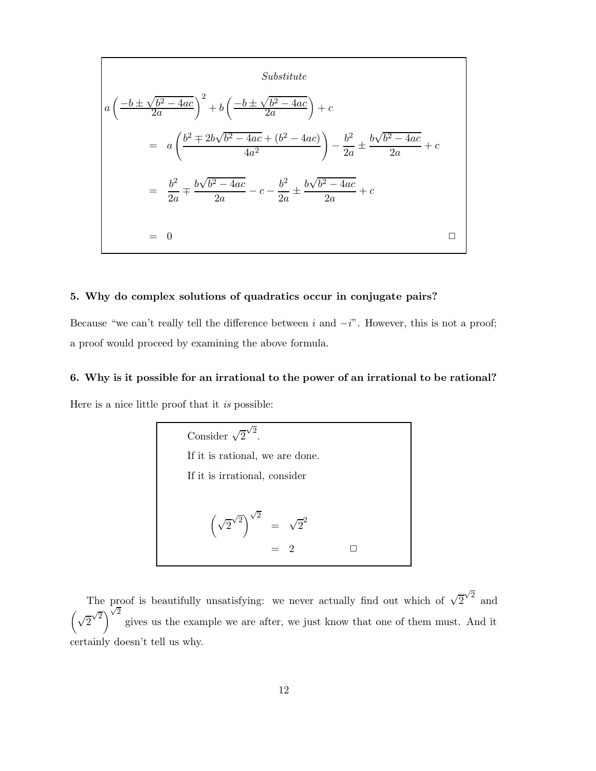*Substitute*

$$
\begin{aligned}
& a\left(\frac{-b \pm \sqrt{b^2-4ac}}{2a}\right)^2 + b\left(\frac{-b \pm \sqrt{b^2-4ac}}{2a}\right) + c \\
&\quad = \quad a\left(\frac{b^2 \mp 2b\sqrt{b^2-4ac} + (b^2-4ac)}{4a^2}\right) - \frac{b^2}{2a} \pm \frac{b\sqrt{b^2-4ac}}{2a} + c \\
&\quad = \quad \frac{b^2}{2a} \mp \frac{b\sqrt{b^2-4ac}}{2a} - c - \frac{b^2}{2a} \pm \frac{b\sqrt{b^2-4ac}}{2a} + c \\
&\quad = \quad 0 \qquad \square
\end{aligned}
$$

**5. Why do complex solutions of quadratics occur in conjugate pairs?**

Because "we can't really tell the difference between $i$ and $-i$". However, this is not a proof; a proof would proceed by examining the above formula.

**6. Why is it possible for an irrational to the power of an irrational to be rational?**

Here is a nice little proof that it *is* possible:

Consider $\sqrt{2}^{\sqrt{2}}$.

If it is rational, we are done.

If it is irrational, consider

$$
\begin{aligned}
\left(\sqrt{2}^{\sqrt{2}}\right)^{\sqrt{2}} &= \sqrt{2}^2 \\
&= 2 \qquad \square
\end{aligned}
$$

The proof is beautifully unsatisfying: we never actually find out which of $\sqrt{2}^{\sqrt{2}}$ and $\left(\sqrt{2}^{\sqrt{2}}\right)^{\sqrt{2}}$ gives us the example we are after, we just know that one of them must. And it certainly doesn't tell us why.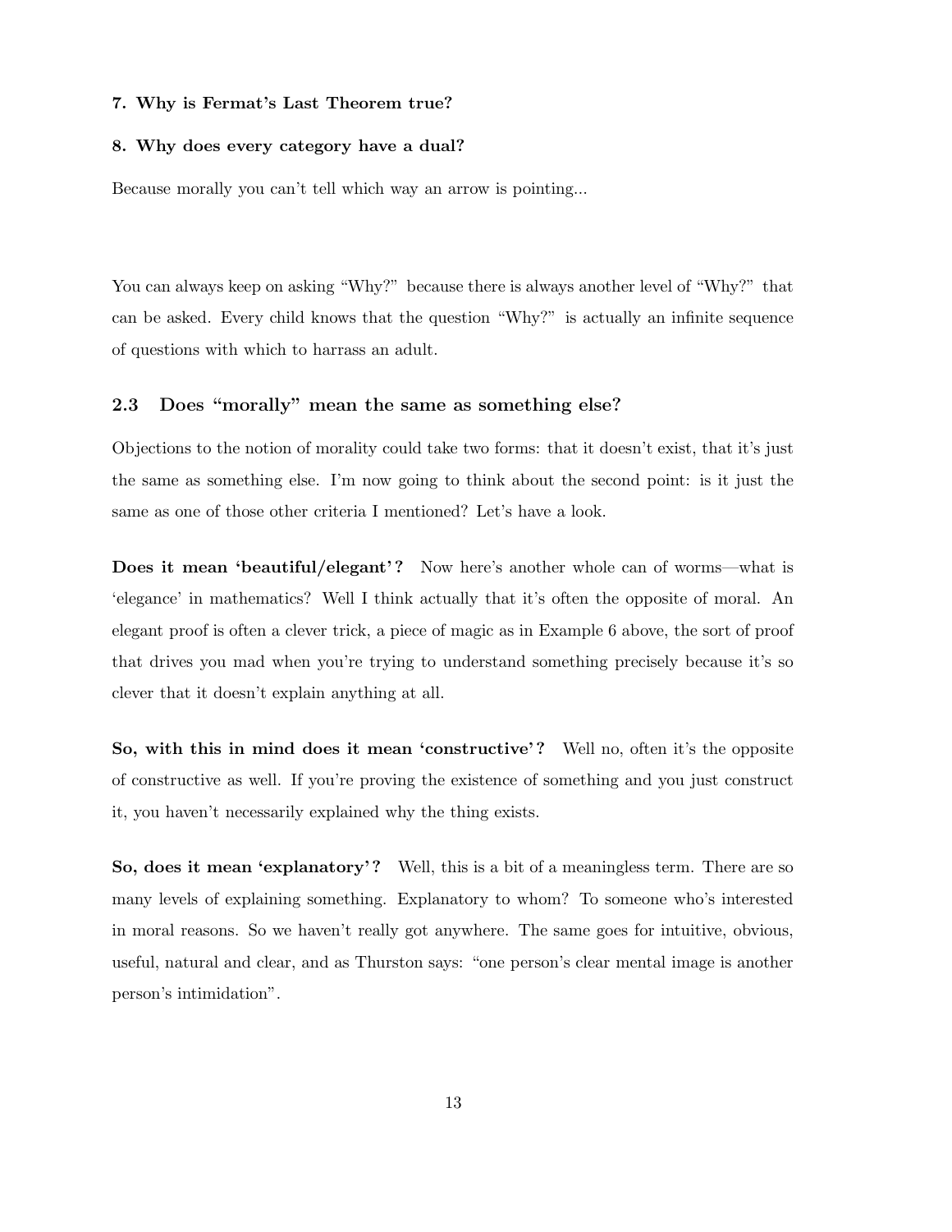**7. Why is Fermat's Last Theorem true?**

**8. Why does every category have a dual?**

Because morally you can't tell which way an arrow is pointing...

You can always keep on asking "Why?" because there is always another level of "Why?" that can be asked. Every child knows that the question "Why?" is actually an infinite sequence of questions with which to harrass an adult.

## 2.3 Does "morally" mean the same as something else?

Objections to the notion of morality could take two forms: that it doesn't exist, that it's just the same as something else. I'm now going to think about the second point: is it just the same as one of those other criteria I mentioned? Let's have a look.

**Does it mean 'beautiful/elegant'?** Now here's another whole can of worms—what is 'elegance' in mathematics? Well I think actually that it's often the opposite of moral. An elegant proof is often a clever trick, a piece of magic as in Example 6 above, the sort of proof that drives you mad when you're trying to understand something precisely because it's so clever that it doesn't explain anything at all.

**So, with this in mind does it mean 'constructive'?** Well no, often it's the opposite of constructive as well. If you're proving the existence of something and you just construct it, you haven't necessarily explained why the thing exists.

**So, does it mean 'explanatory'?** Well, this is a bit of a meaningless term. There are so many levels of explaining something. Explanatory to whom? To someone who's interested in moral reasons. So we haven't really got anywhere. The same goes for intuitive, obvious, useful, natural and clear, and as Thurston says: "one person's clear mental image is another person's intimidation".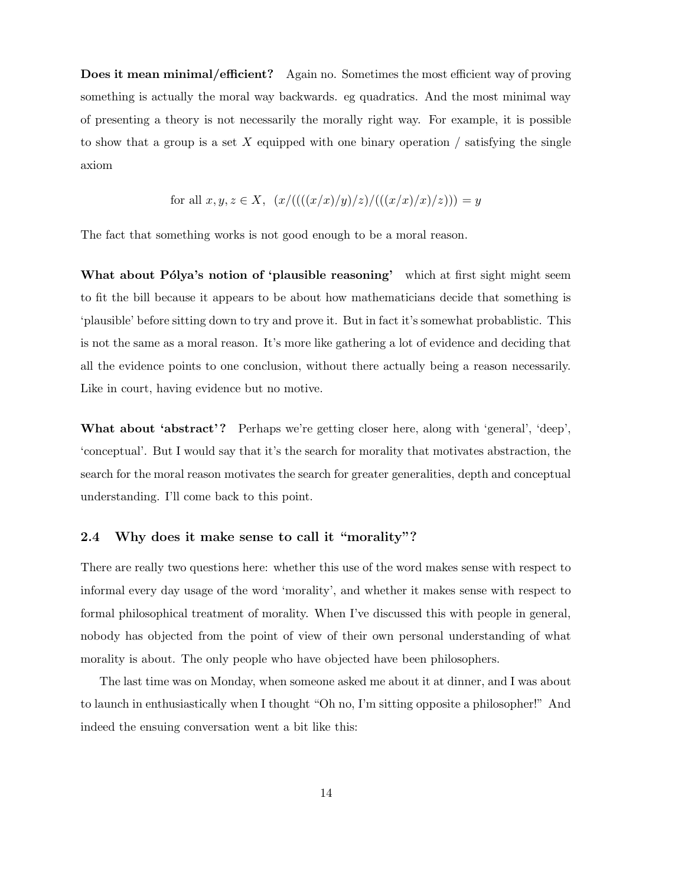**Does it mean minimal/efficient?** Again no. Sometimes the most efficient way of proving something is actually the moral way backwards. eg quadratics. And the most minimal way of presenting a theory is not necessarily the morally right way. For example, it is possible to show that a group is a set $X$ equipped with one binary operation / satisfying the single axiom

$$\text{for all } x, y, z \in X,\ \ (x/((((x/x)/y)/z)/(((x/x)/x)/z))) = y$$

The fact that something works is not good enough to be a moral reason.

**What about Pólya's notion of 'plausible reasoning'** which at first sight might seem to fit the bill because it appears to be about how mathematicians decide that something is 'plausible' before sitting down to try and prove it. But in fact it's somewhat probablistic. This is not the same as a moral reason. It's more like gathering a lot of evidence and deciding that all the evidence points to one conclusion, without there actually being a reason necessarily. Like in court, having evidence but no motive.

**What about 'abstract'?** Perhaps we're getting closer here, along with 'general', 'deep', 'conceptual'. But I would say that it's the search for morality that motivates abstraction, the search for the moral reason motivates the search for greater generalities, depth and conceptual understanding. I'll come back to this point.

### 2.4 Why does it make sense to call it "morality"?

There are really two questions here: whether this use of the word makes sense with respect to informal every day usage of the word 'morality', and whether it makes sense with respect to formal philosophical treatment of morality. When I've discussed this with people in general, nobody has objected from the point of view of their own personal understanding of what morality is about. The only people who have objected have been philosophers.

The last time was on Monday, when someone asked me about it at dinner, and I was about to launch in enthusiastically when I thought "Oh no, I'm sitting opposite a philosopher!" And indeed the ensuing conversation went a bit like this: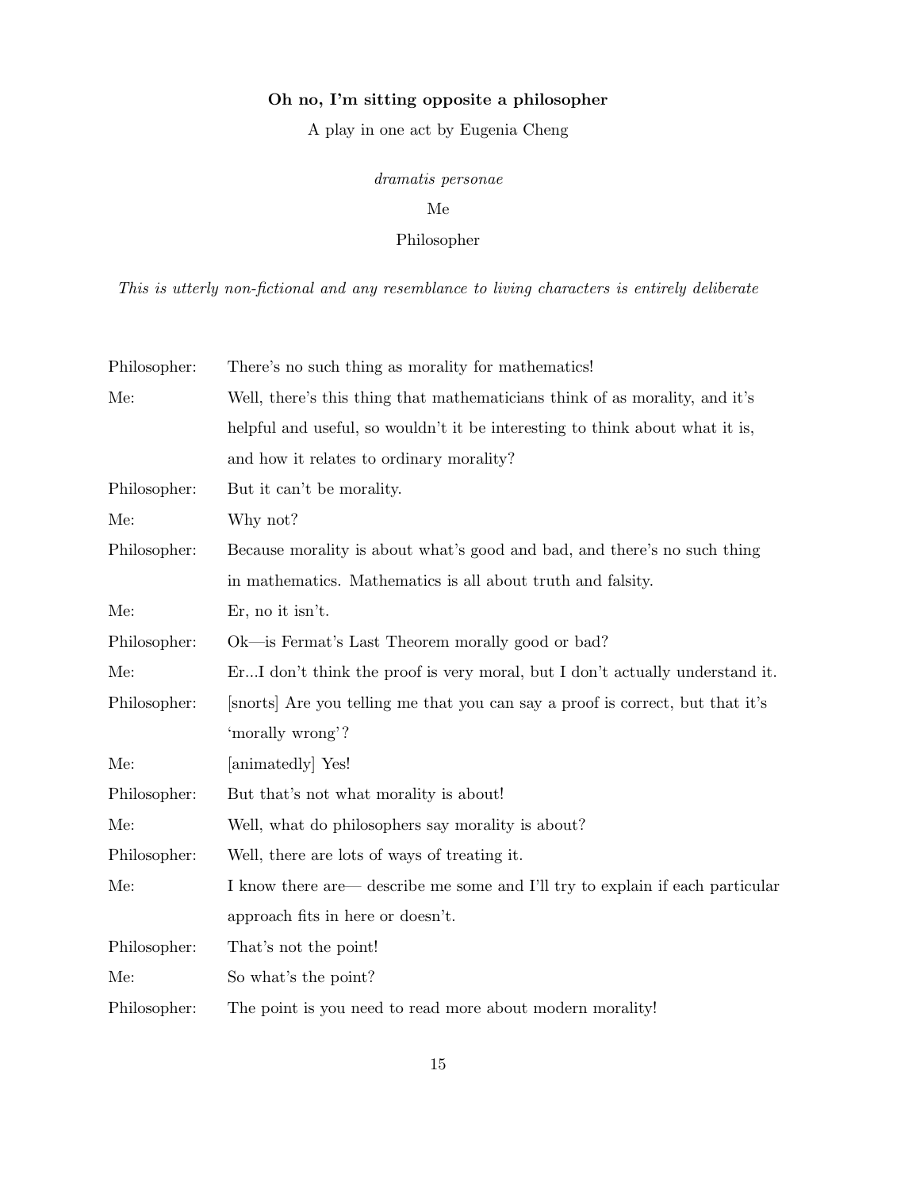**Oh no, I'm sitting opposite a philosopher**

A play in one act by Eugenia Cheng

*dramatis personae*

Me

Philosopher

*This is utterly non-fictional and any resemblance to living characters is entirely deliberate*

| | |
|---|---|
| Philosopher: | There's no such thing as morality for mathematics! |
| Me: | Well, there's this thing that mathematicians think of as morality, and it's helpful and useful, so wouldn't it be interesting to think about what it is, and how it relates to ordinary morality? |
| Philosopher: | But it can't be morality. |
| Me: | Why not? |
| Philosopher: | Because morality is about what's good and bad, and there's no such thing in mathematics. Mathematics is all about truth and falsity. |
| Me: | Er, no it isn't. |
| Philosopher: | Ok—is Fermat's Last Theorem morally good or bad? |
| Me: | Er...I don't think the proof is very moral, but I don't actually understand it. |
| Philosopher: | [snorts] Are you telling me that you can say a proof is correct, but that it's 'morally wrong'? |
| Me: | [animatedly] Yes! |
| Philosopher: | But that's not what morality is about! |
| Me: | Well, what do philosophers say morality is about? |
| Philosopher: | Well, there are lots of ways of treating it. |
| Me: | I know there are— describe me some and I'll try to explain if each particular approach fits in here or doesn't. |
| Philosopher: | That's not the point! |
| Me: | So what's the point? |
| Philosopher: | The point is you need to read more about modern morality! |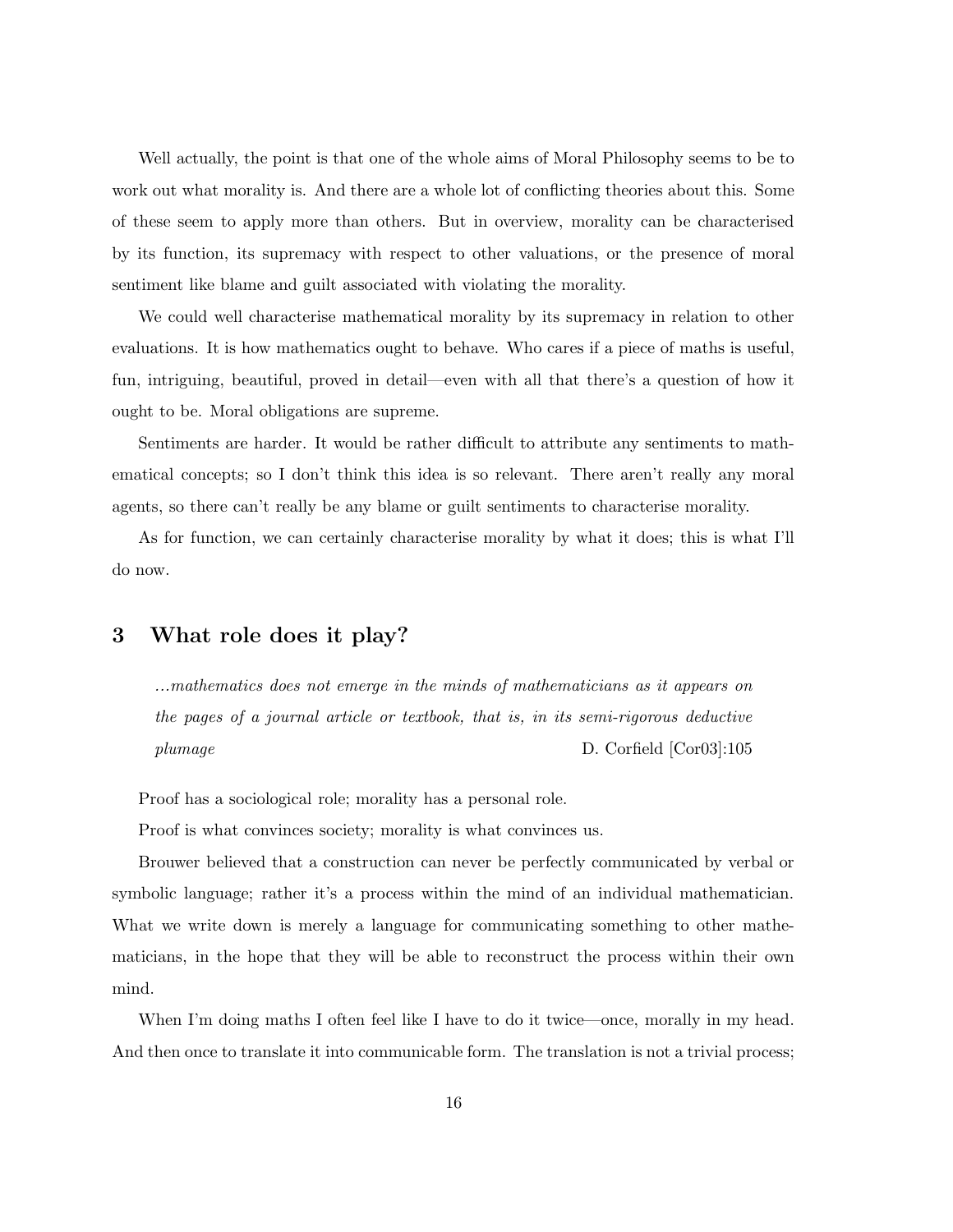Well actually, the point is that one of the whole aims of Moral Philosophy seems to be to work out what morality is. And there are a whole lot of conflicting theories about this. Some of these seem to apply more than others. But in overview, morality can be characterised by its function, its supremacy with respect to other valuations, or the presence of moral sentiment like blame and guilt associated with violating the morality.

We could well characterise mathematical morality by its supremacy in relation to other evaluations. It is how mathematics ought to behave. Who cares if a piece of maths is useful, fun, intriguing, beautiful, proved in detail—even with all that there's a question of how it ought to be. Moral obligations are supreme.

Sentiments are harder. It would be rather difficult to attribute any sentiments to mathematical concepts; so I don't think this idea is so relevant. There aren't really any moral agents, so there can't really be any blame or guilt sentiments to characterise morality.

As for function, we can certainly characterise morality by what it does; this is what I'll do now.

## 3 What role does it play?

> *...mathematics does not emerge in the minds of mathematicians as it appears on the pages of a journal article or textbook, that is, in its semi-rigorous deductive plumage* D. Corfield [Cor03]:105

Proof has a sociological role; morality has a personal role.

Proof is what convinces society; morality is what convinces us.

Brouwer believed that a construction can never be perfectly communicated by verbal or symbolic language; rather it's a process within the mind of an individual mathematician. What we write down is merely a language for communicating something to other mathematicians, in the hope that they will be able to reconstruct the process within their own mind.

When I'm doing maths I often feel like I have to do it twice—once, morally in my head. And then once to translate it into communicable form. The translation is not a trivial process;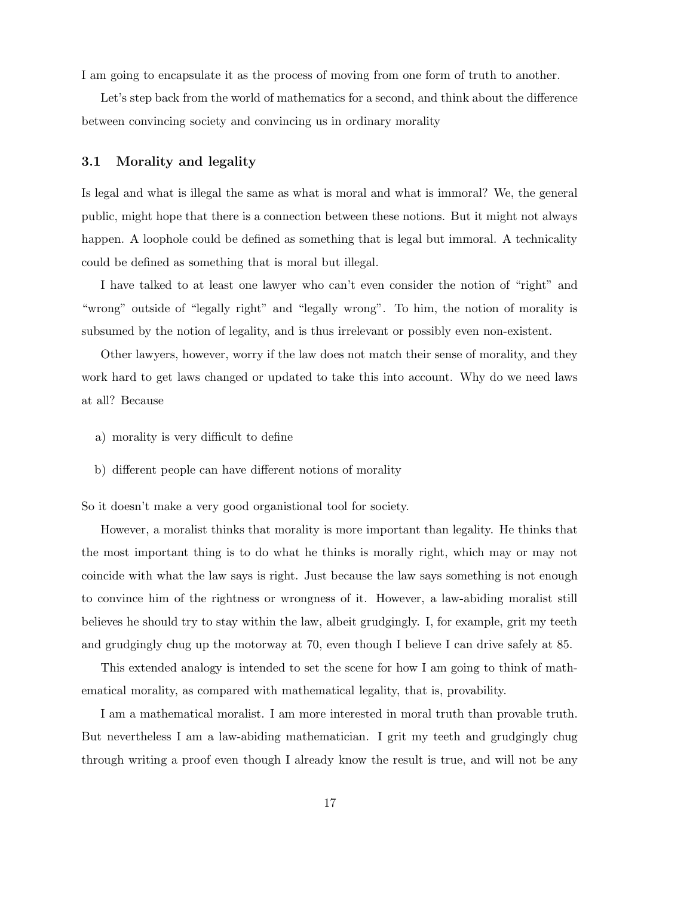I am going to encapsulate it as the process of moving from one form of truth to another.

Let's step back from the world of mathematics for a second, and think about the difference between convincing society and convincing us in ordinary morality

### 3.1 Morality and legality

Is legal and what is illegal the same as what is moral and what is immoral? We, the general public, might hope that there is a connection between these notions. But it might not always happen. A loophole could be defined as something that is legal but immoral. A technicality could be defined as something that is moral but illegal.

I have talked to at least one lawyer who can't even consider the notion of "right" and "wrong" outside of "legally right" and "legally wrong". To him, the notion of morality is subsumed by the notion of legality, and is thus irrelevant or possibly even non-existent.

Other lawyers, however, worry if the law does not match their sense of morality, and they work hard to get laws changed or updated to take this into account. Why do we need laws at all? Because

a) morality is very difficult to define

b) different people can have different notions of morality

So it doesn't make a very good organistional tool for society.

However, a moralist thinks that morality is more important than legality. He thinks that the most important thing is to do what he thinks is morally right, which may or may not coincide with what the law says is right. Just because the law says something is not enough to convince him of the rightness or wrongness of it. However, a law-abiding moralist still believes he should try to stay within the law, albeit grudgingly. I, for example, grit my teeth and grudgingly chug up the motorway at 70, even though I believe I can drive safely at 85.

This extended analogy is intended to set the scene for how I am going to think of mathematical morality, as compared with mathematical legality, that is, provability.

I am a mathematical moralist. I am more interested in moral truth than provable truth. But nevertheless I am a law-abiding mathematician. I grit my teeth and grudgingly chug through writing a proof even though I already know the result is true, and will not be any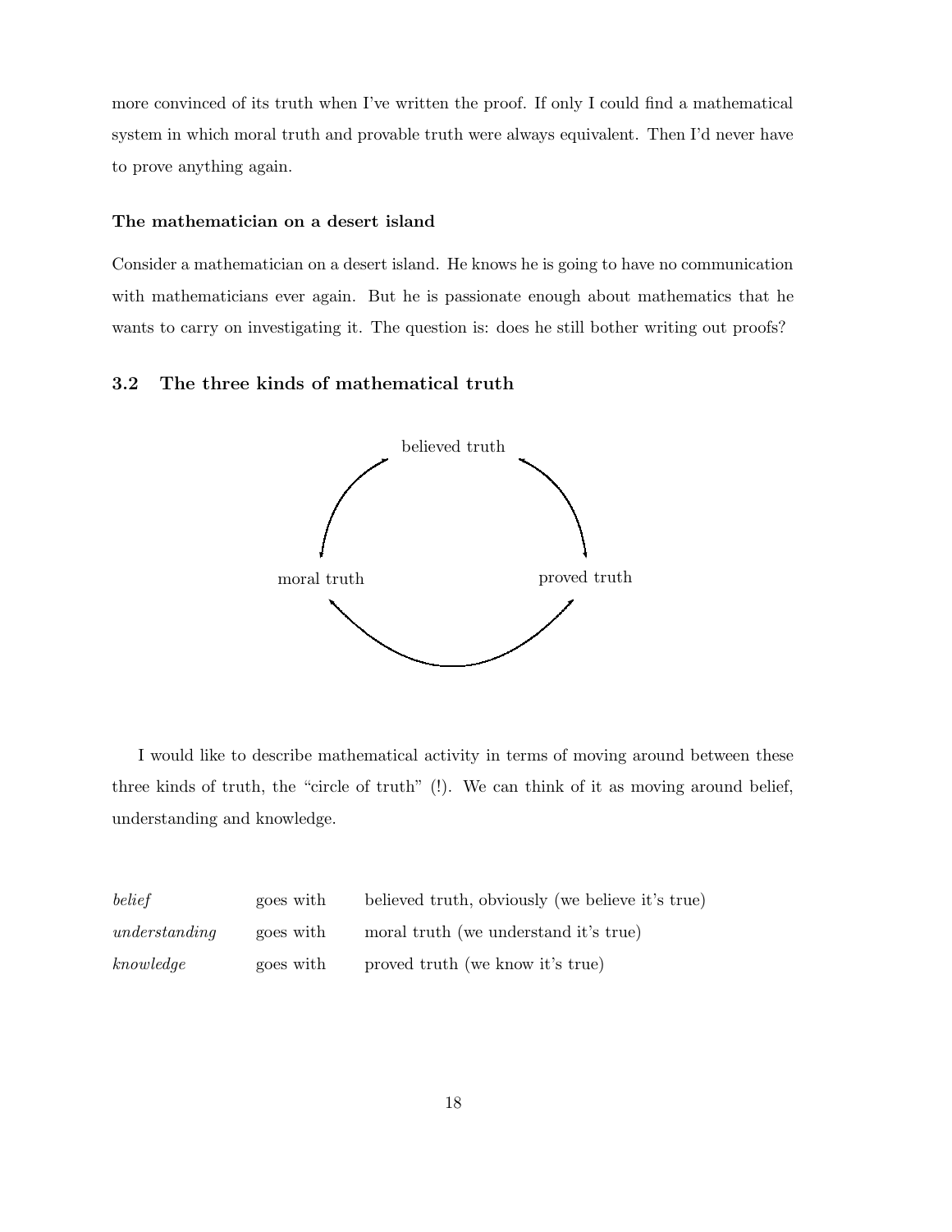more convinced of its truth when I've written the proof. If only I could find a mathematical system in which moral truth and provable truth were always equivalent. Then I'd never have to prove anything again.

**The mathematician on a desert island**

Consider a mathematician on a desert island. He knows he is going to have no communication with mathematicians ever again. But he is passionate enough about mathematics that he wants to carry on investigating it. The question is: does he still bother writing out proofs?

### 3.2 The three kinds of mathematical truth

believed truth

moral truth    proved truth

I would like to describe mathematical activity in terms of moving around between these three kinds of truth, the "circle of truth" (!). We can think of it as moving around belief, understanding and knowledge.

| | | |
|---|---|---|
| *belief* | goes with | believed truth, obviously (we believe it's true) |
| *understanding* | goes with | moral truth (we understand it's true) |
| *knowledge* | goes with | proved truth (we know it's true) |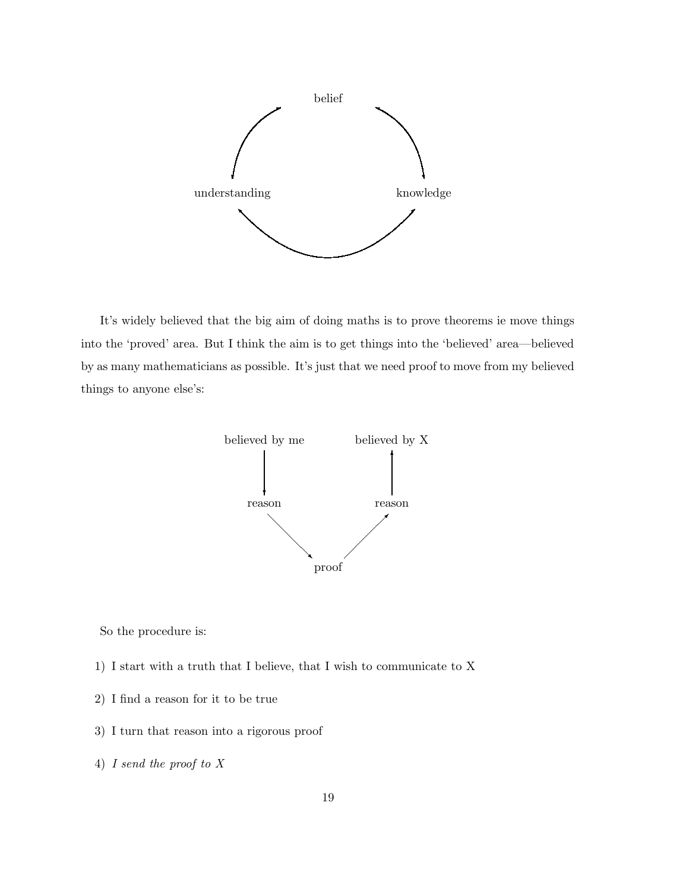It's widely believed that the big aim of doing maths is to prove theorems ie move things into the 'proved' area. But I think the aim is to get things into the 'believed' area—believed by as many mathematicians as possible. It's just that we need proof to move from my believed things to anyone else's:

So the procedure is:

1) I start with a truth that I believe, that I wish to communicate to X

2) I find a reason for it to be true

3) I turn that reason into a rigorous proof

4) *I send the proof to X*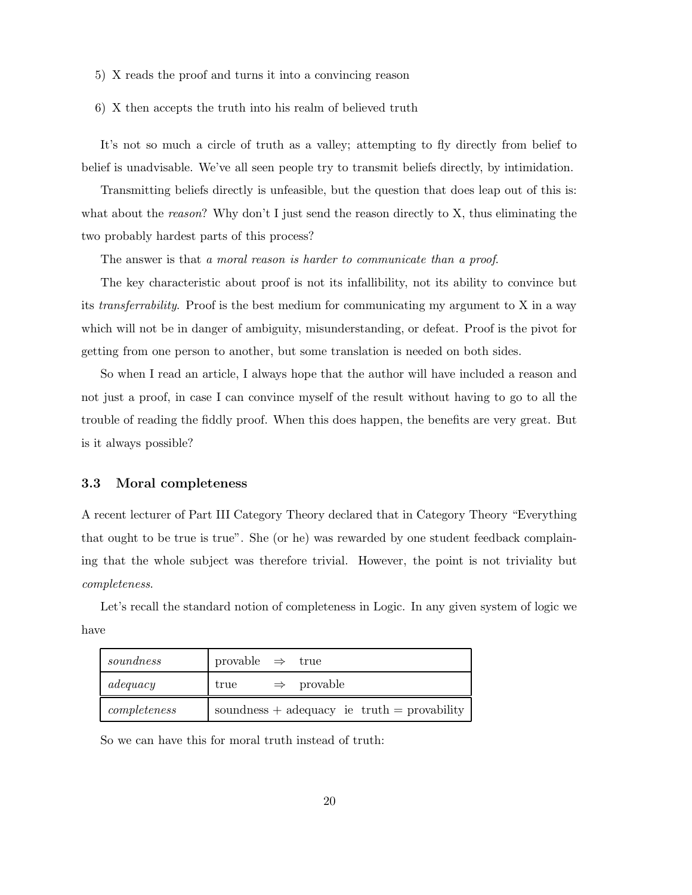5) X reads the proof and turns it into a convincing reason

6) X then accepts the truth into his realm of believed truth

It's not so much a circle of truth as a valley; attempting to fly directly from belief to belief is unadvisable. We've all seen people try to transmit beliefs directly, by intimidation.

Transmitting beliefs directly is unfeasible, but the question that does leap out of this is: what about the *reason*? Why don't I just send the reason directly to X, thus eliminating the two probably hardest parts of this process?

The answer is that *a moral reason is harder to communicate than a proof.*

The key characteristic about proof is not its infallibility, not its ability to convince but its *transferrability*. Proof is the best medium for communicating my argument to X in a way which will not be in danger of ambiguity, misunderstanding, or defeat. Proof is the pivot for getting from one person to another, but some translation is needed on both sides.

So when I read an article, I always hope that the author will have included a reason and not just a proof, in case I can convince myself of the result without having to go to all the trouble of reading the fiddly proof. When this does happen, the benefits are very great. But is it always possible?

### 3.3 Moral completeness

A recent lecturer of Part III Category Theory declared that in Category Theory "Everything that ought to be true is true". She (or he) was rewarded by one student feedback complaining that the whole subject was therefore trivial. However, the point is not triviality but *completeness*.

Let's recall the standard notion of completeness in Logic. In any given system of logic we have

| | |
|---|---|
| *soundness* | provable $\Rightarrow$ true |
| *adequacy* | true $\Rightarrow$ provable |
| *completeness* | soundness + adequacy ie truth = provability |

So we can have this for moral truth instead of truth: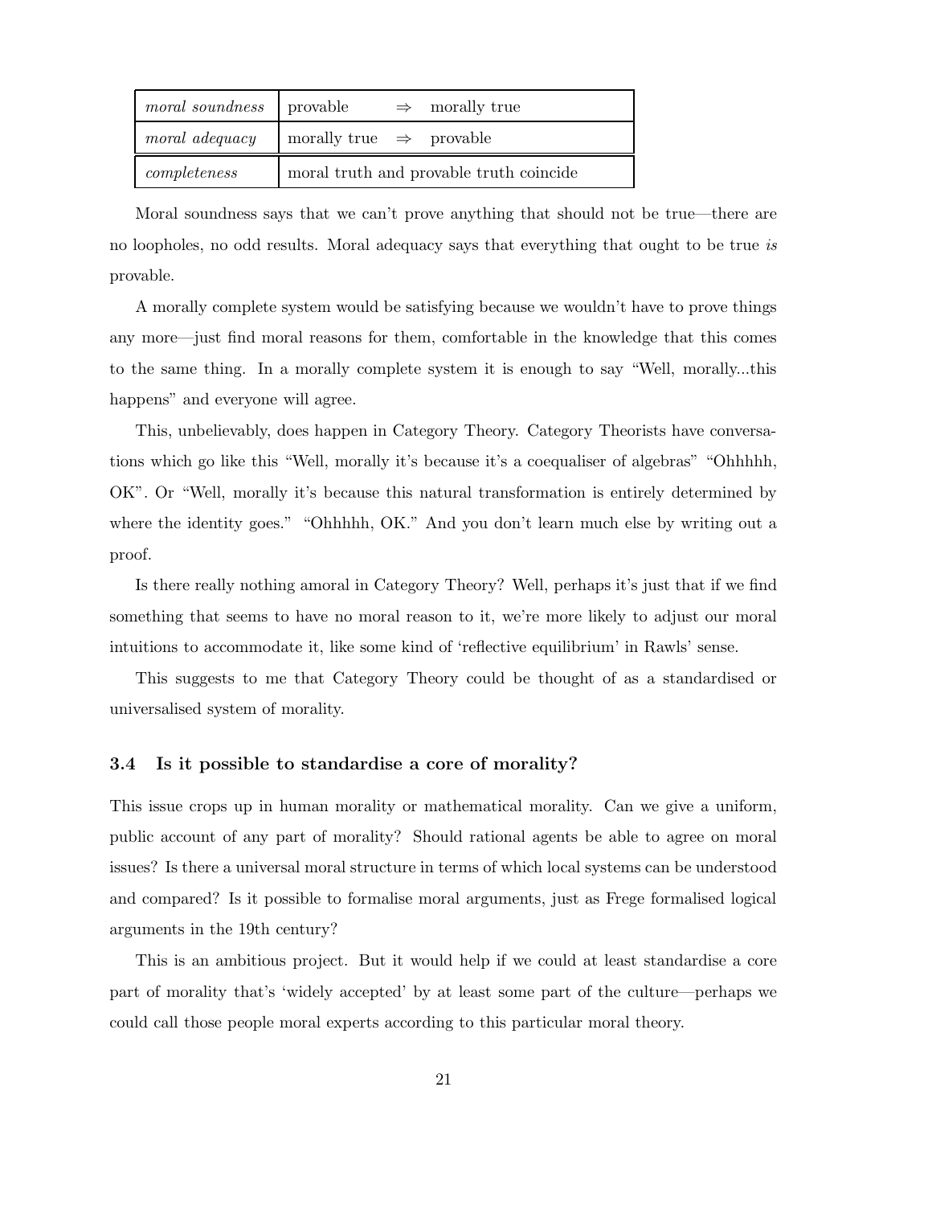| | |
|---|---|
| *moral soundness* | provable $\Rightarrow$ morally true |
| *moral adequacy* | morally true $\Rightarrow$ provable |
| *completeness* | moral truth and provable truth coincide |

Moral soundness says that we can't prove anything that should not be true—there are no loopholes, no odd results. Moral adequacy says that everything that ought to be true *is* provable.

A morally complete system would be satisfying because we wouldn't have to prove things any more—just find moral reasons for them, comfortable in the knowledge that this comes to the same thing. In a morally complete system it is enough to say "Well, morally...this happens" and everyone will agree.

This, unbelievably, does happen in Category Theory. Category Theorists have conversations which go like this "Well, morally it's because it's a coequaliser of algebras" "Ohhhhh, OK". Or "Well, morally it's because this natural transformation is entirely determined by where the identity goes." "Ohhhhh, OK." And you don't learn much else by writing out a proof.

Is there really nothing amoral in Category Theory? Well, perhaps it's just that if we find something that seems to have no moral reason to it, we're more likely to adjust our moral intuitions to accommodate it, like some kind of 'reflective equilibrium' in Rawls' sense.

This suggests to me that Category Theory could be thought of as a standardised or universalised system of morality.

### 3.4 Is it possible to standardise a core of morality?

This issue crops up in human morality or mathematical morality. Can we give a uniform, public account of any part of morality? Should rational agents be able to agree on moral issues? Is there a universal moral structure in terms of which local systems can be understood and compared? Is it possible to formalise moral arguments, just as Frege formalised logical arguments in the 19th century?

This is an ambitious project. But it would help if we could at least standardise a core part of morality that's 'widely accepted' by at least some part of the culture—perhaps we could call those people moral experts according to this particular moral theory.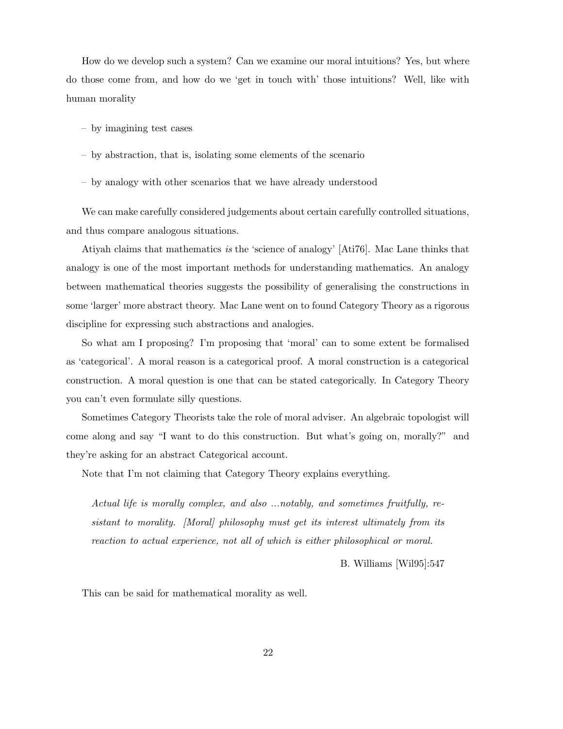How do we develop such a system? Can we examine our moral intuitions? Yes, but where do those come from, and how do we 'get in touch with' those intuitions? Well, like with human morality

– by imagining test cases

– by abstraction, that is, isolating some elements of the scenario

– by analogy with other scenarios that we have already understood

We can make carefully considered judgements about certain carefully controlled situations, and thus compare analogous situations.

Atiyah claims that mathematics *is* the 'science of analogy' [Ati76]. Mac Lane thinks that analogy is one of the most important methods for understanding mathematics. An analogy between mathematical theories suggests the possibility of generalising the constructions in some 'larger' more abstract theory. Mac Lane went on to found Category Theory as a rigorous discipline for expressing such abstractions and analogies.

So what am I proposing? I'm proposing that 'moral' can to some extent be formalised as 'categorical'. A moral reason is a categorical proof. A moral construction is a categorical construction. A moral question is one that can be stated categorically. In Category Theory you can't even formulate silly questions.

Sometimes Category Theorists take the role of moral adviser. An algebraic topologist will come along and say "I want to do this construction. But what's going on, morally?" and they're asking for an abstract Categorical account.

Note that I'm not claiming that Category Theory explains everything.

> *Actual life is morally complex, and also ...notably, and sometimes fruitfully, resistant to morality. [Moral] philosophy must get its interest ultimately from its reaction to actual experience, not all of which is either philosophical or moral.*
>
> B. Williams [Wil95]:547

This can be said for mathematical morality as well.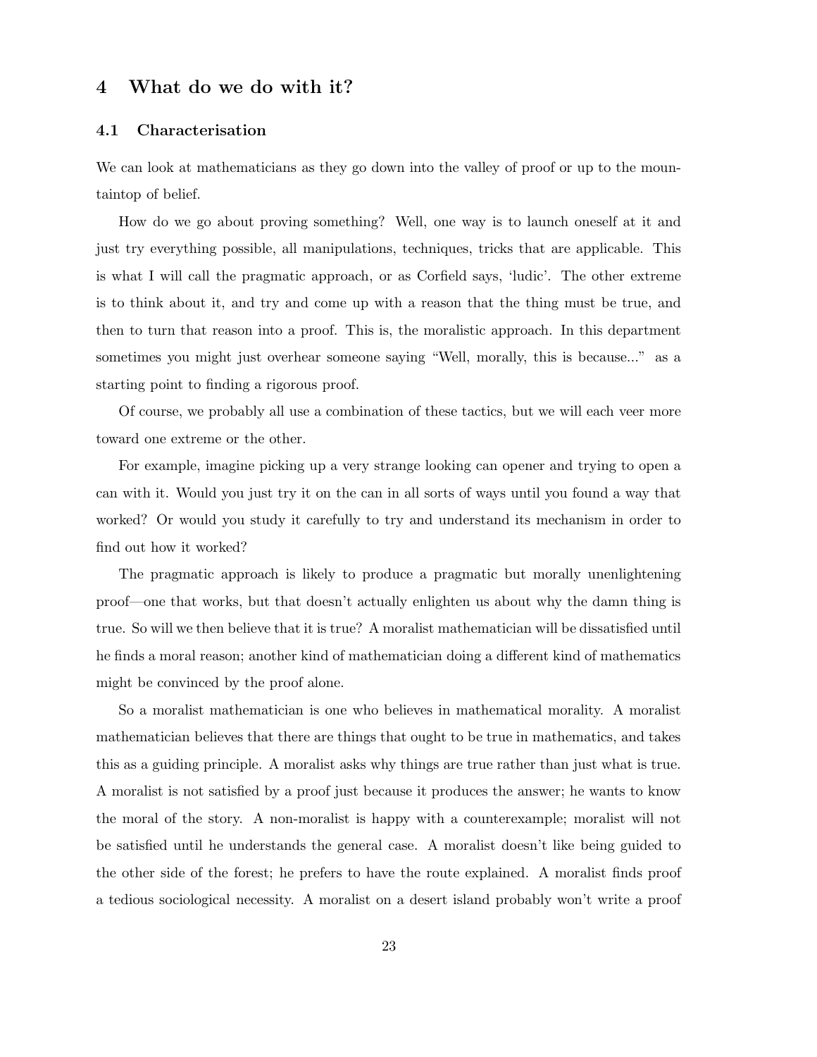## 4 What do we do with it?

### 4.1 Characterisation

We can look at mathematicians as they go down into the valley of proof or up to the mountaintop of belief.

How do we go about proving something? Well, one way is to launch oneself at it and just try everything possible, all manipulations, techniques, tricks that are applicable. This is what I will call the pragmatic approach, or as Corfield says, 'ludic'. The other extreme is to think about it, and try and come up with a reason that the thing must be true, and then to turn that reason into a proof. This is, the moralistic approach. In this department sometimes you might just overhear someone saying "Well, morally, this is because..." as a starting point to finding a rigorous proof.

Of course, we probably all use a combination of these tactics, but we will each veer more toward one extreme or the other.

For example, imagine picking up a very strange looking can opener and trying to open a can with it. Would you just try it on the can in all sorts of ways until you found a way that worked? Or would you study it carefully to try and understand its mechanism in order to find out how it worked?

The pragmatic approach is likely to produce a pragmatic but morally unenlightening proof—one that works, but that doesn't actually enlighten us about why the damn thing is true. So will we then believe that it is true? A moralist mathematician will be dissatisfied until he finds a moral reason; another kind of mathematician doing a different kind of mathematics might be convinced by the proof alone.

So a moralist mathematician is one who believes in mathematical morality. A moralist mathematician believes that there are things that ought to be true in mathematics, and takes this as a guiding principle. A moralist asks why things are true rather than just what is true. A moralist is not satisfied by a proof just because it produces the answer; he wants to know the moral of the story. A non-moralist is happy with a counterexample; moralist will not be satisfied until he understands the general case. A moralist doesn't like being guided to the other side of the forest; he prefers to have the route explained. A moralist finds proof a tedious sociological necessity. A moralist on a desert island probably won't write a proof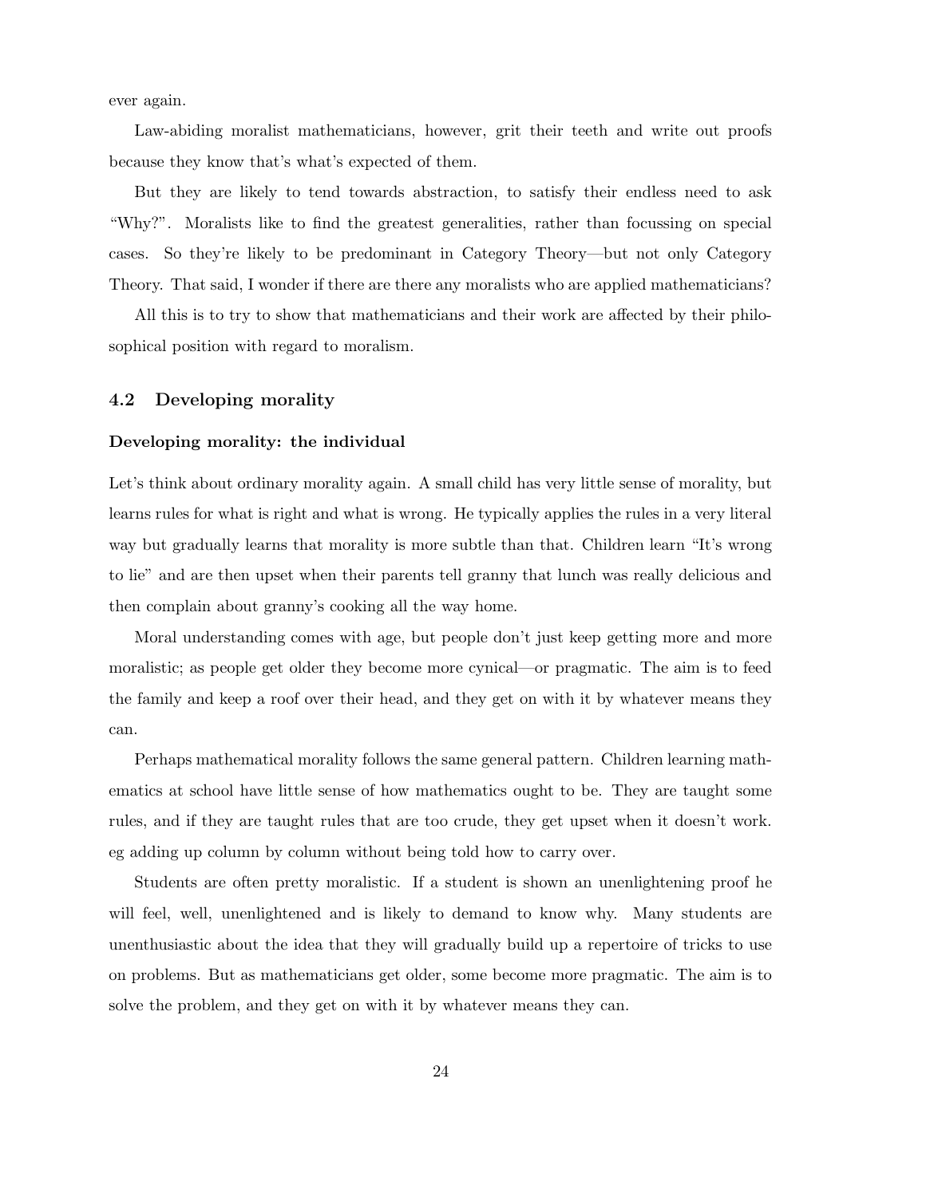ever again.

Law-abiding moralist mathematicians, however, grit their teeth and write out proofs because they know that's what's expected of them.

But they are likely to tend towards abstraction, to satisfy their endless need to ask "Why?". Moralists like to find the greatest generalities, rather than focussing on special cases. So they're likely to be predominant in Category Theory—but not only Category Theory. That said, I wonder if there are there any moralists who are applied mathematicians?

All this is to try to show that mathematicians and their work are affected by their philosophical position with regard to moralism.

### 4.2 Developing morality

**Developing morality: the individual**

Let's think about ordinary morality again. A small child has very little sense of morality, but learns rules for what is right and what is wrong. He typically applies the rules in a very literal way but gradually learns that morality is more subtle than that. Children learn "It's wrong to lie" and are then upset when their parents tell granny that lunch was really delicious and then complain about granny's cooking all the way home.

Moral understanding comes with age, but people don't just keep getting more and more moralistic; as people get older they become more cynical—or pragmatic. The aim is to feed the family and keep a roof over their head, and they get on with it by whatever means they can.

Perhaps mathematical morality follows the same general pattern. Children learning mathematics at school have little sense of how mathematics ought to be. They are taught some rules, and if they are taught rules that are too crude, they get upset when it doesn't work. eg adding up column by column without being told how to carry over.

Students are often pretty moralistic. If a student is shown an unenlightening proof he will feel, well, unenlightened and is likely to demand to know why. Many students are unenthusiastic about the idea that they will gradually build up a repertoire of tricks to use on problems. But as mathematicians get older, some become more pragmatic. The aim is to solve the problem, and they get on with it by whatever means they can.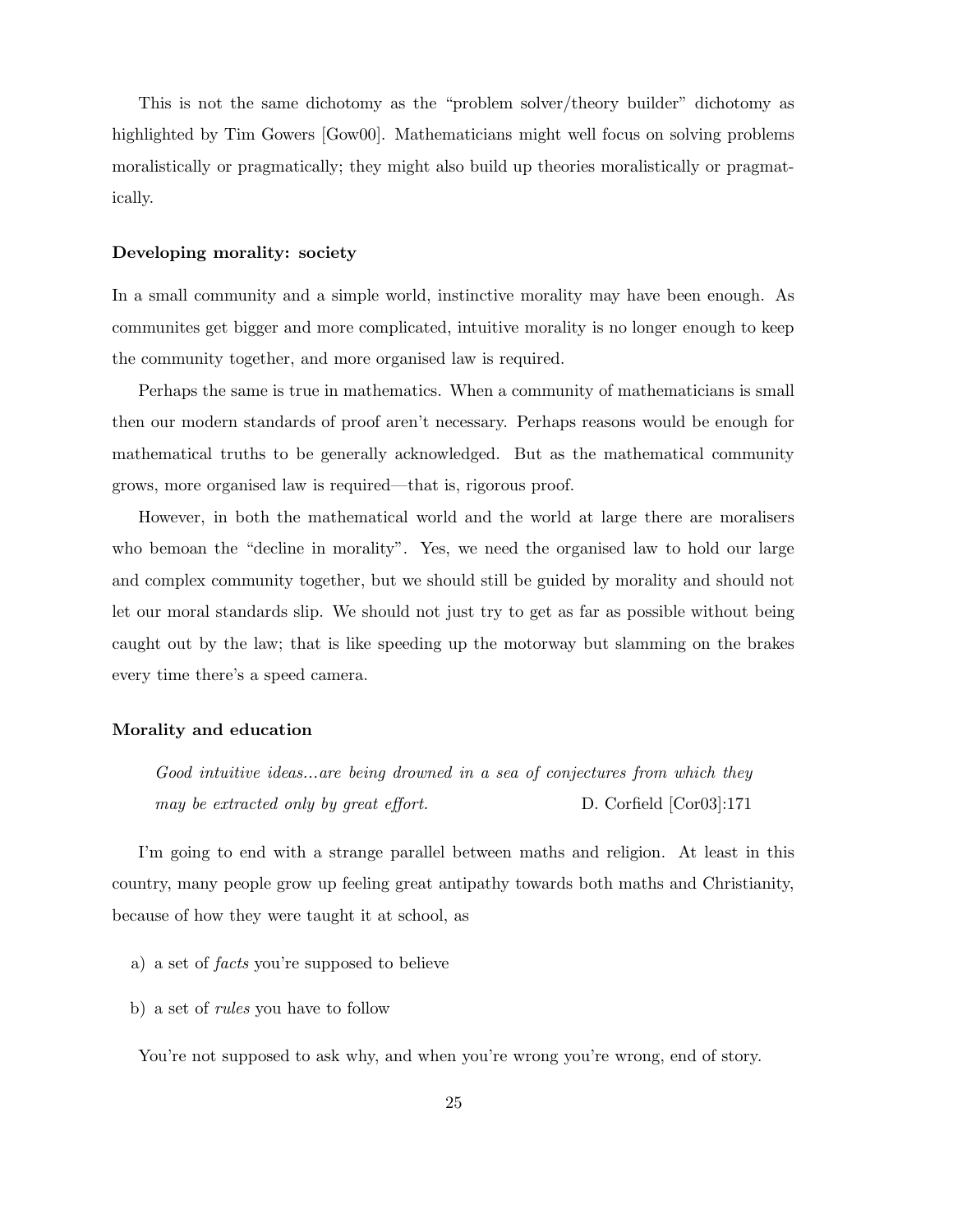This is not the same dichotomy as the "problem solver/theory builder" dichotomy as highlighted by Tim Gowers [Gow00]. Mathematicians might well focus on solving problems moralistically or pragmatically; they might also build up theories moralistically or pragmatically.

### Developing morality: society

In a small community and a simple world, instinctive morality may have been enough. As communites get bigger and more complicated, intuitive morality is no longer enough to keep the community together, and more organised law is required.

Perhaps the same is true in mathematics. When a community of mathematicians is small then our modern standards of proof aren't necessary. Perhaps reasons would be enough for mathematical truths to be generally acknowledged. But as the mathematical community grows, more organised law is required—that is, rigorous proof.

However, in both the mathematical world and the world at large there are moralisers who bemoan the "decline in morality". Yes, we need the organised law to hold our large and complex community together, but we should still be guided by morality and should not let our moral standards slip. We should not just try to get as far as possible without being caught out by the law; that is like speeding up the motorway but slamming on the brakes every time there's a speed camera.

### Morality and education

> *Good intuitive ideas...are being drowned in a sea of conjectures from which they may be extracted only by great effort.* D. Corfield [Cor03]:171

I'm going to end with a strange parallel between maths and religion. At least in this country, many people grow up feeling great antipathy towards both maths and Christianity, because of how they were taught it at school, as

a) a set of *facts* you're supposed to believe

b) a set of *rules* you have to follow

You're not supposed to ask why, and when you're wrong you're wrong, end of story.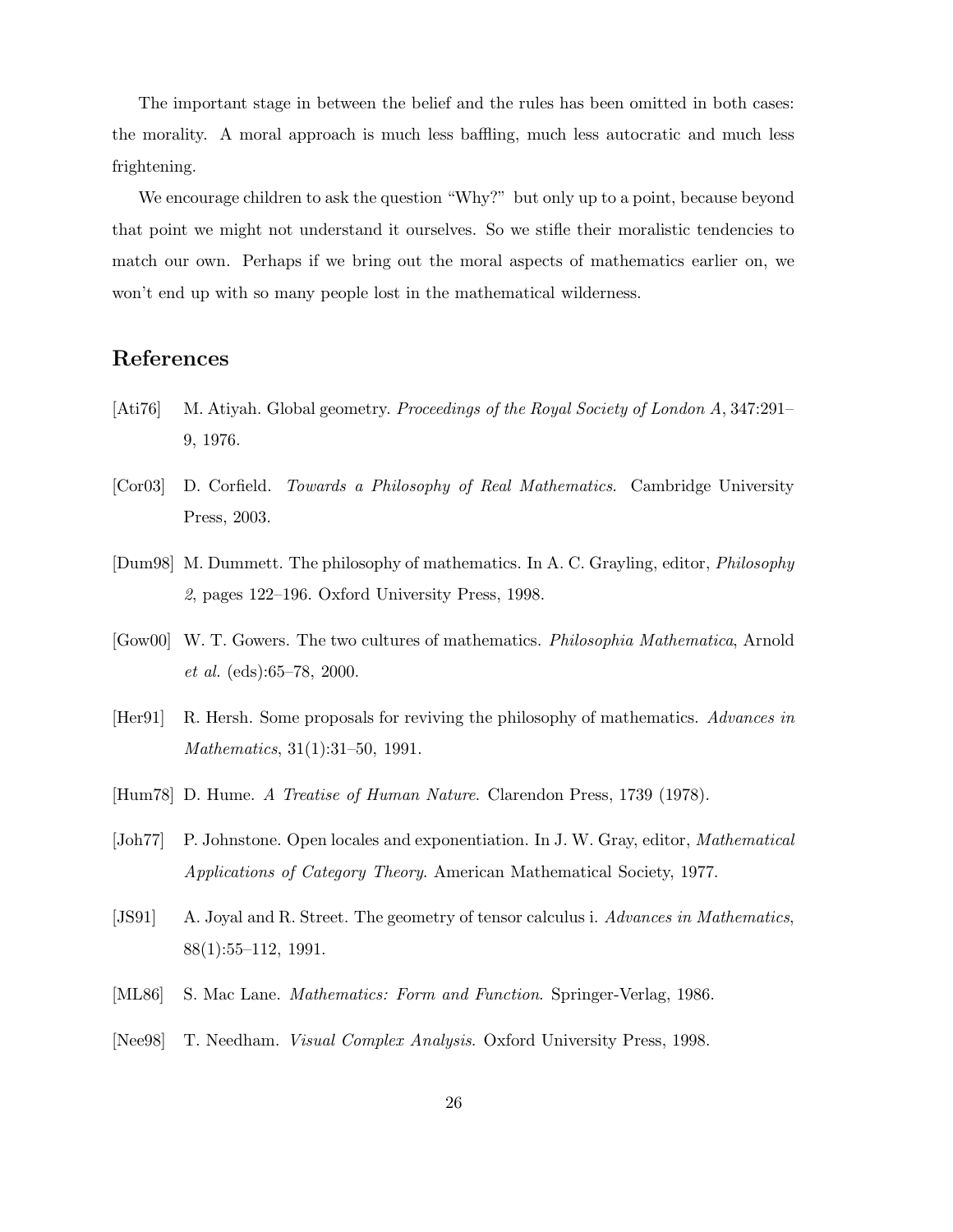The important stage in between the belief and the rules has been omitted in both cases: the morality. A moral approach is much less baffling, much less autocratic and much less frightening.

We encourage children to ask the question "Why?" but only up to a point, because beyond that point we might not understand it ourselves. So we stifle their moralistic tendencies to match our own. Perhaps if we bring out the moral aspects of mathematics earlier on, we won't end up with so many people lost in the mathematical wilderness.

## References

[Ati76] M. Atiyah. Global geometry. *Proceedings of the Royal Society of London A*, 347:291–9, 1976.

[Cor03] D. Corfield. *Towards a Philosophy of Real Mathematics*. Cambridge University Press, 2003.

[Dum98] M. Dummett. The philosophy of mathematics. In A. C. Grayling, editor, *Philosophy 2*, pages 122–196. Oxford University Press, 1998.

[Gow00] W. T. Gowers. The two cultures of mathematics. *Philosophia Mathematica*, Arnold *et al.* (eds):65–78, 2000.

[Her91] R. Hersh. Some proposals for reviving the philosophy of mathematics. *Advances in Mathematics*, 31(1):31–50, 1991.

[Hum78] D. Hume. *A Treatise of Human Nature*. Clarendon Press, 1739 (1978).

[Joh77] P. Johnstone. Open locales and exponentiation. In J. W. Gray, editor, *Mathematical Applications of Category Theory*. American Mathematical Society, 1977.

[JS91] A. Joyal and R. Street. The geometry of tensor calculus i. *Advances in Mathematics*, 88(1):55–112, 1991.

[ML86] S. Mac Lane. *Mathematics: Form and Function*. Springer-Verlag, 1986.

[Nee98] T. Needham. *Visual Complex Analysis*. Oxford University Press, 1998.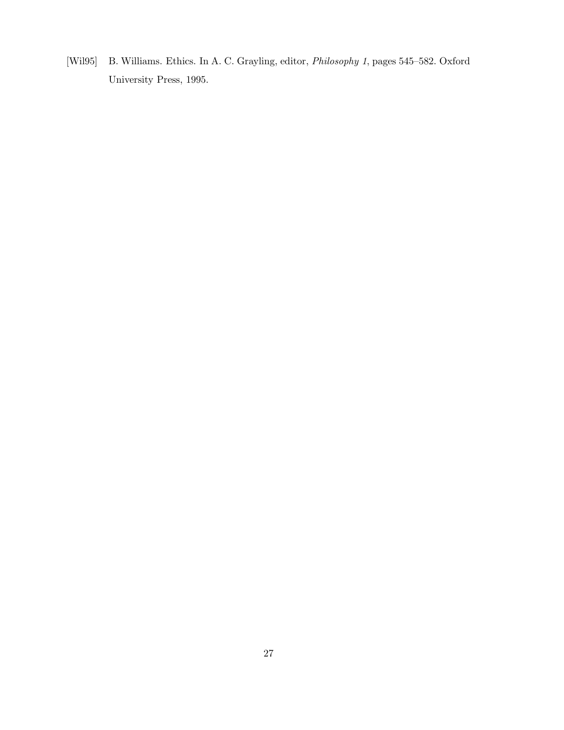[Wil95] B. Williams. Ethics. In A. C. Grayling, editor, *Philosophy 1*, pages 545–582. Oxford University Press, 1995.